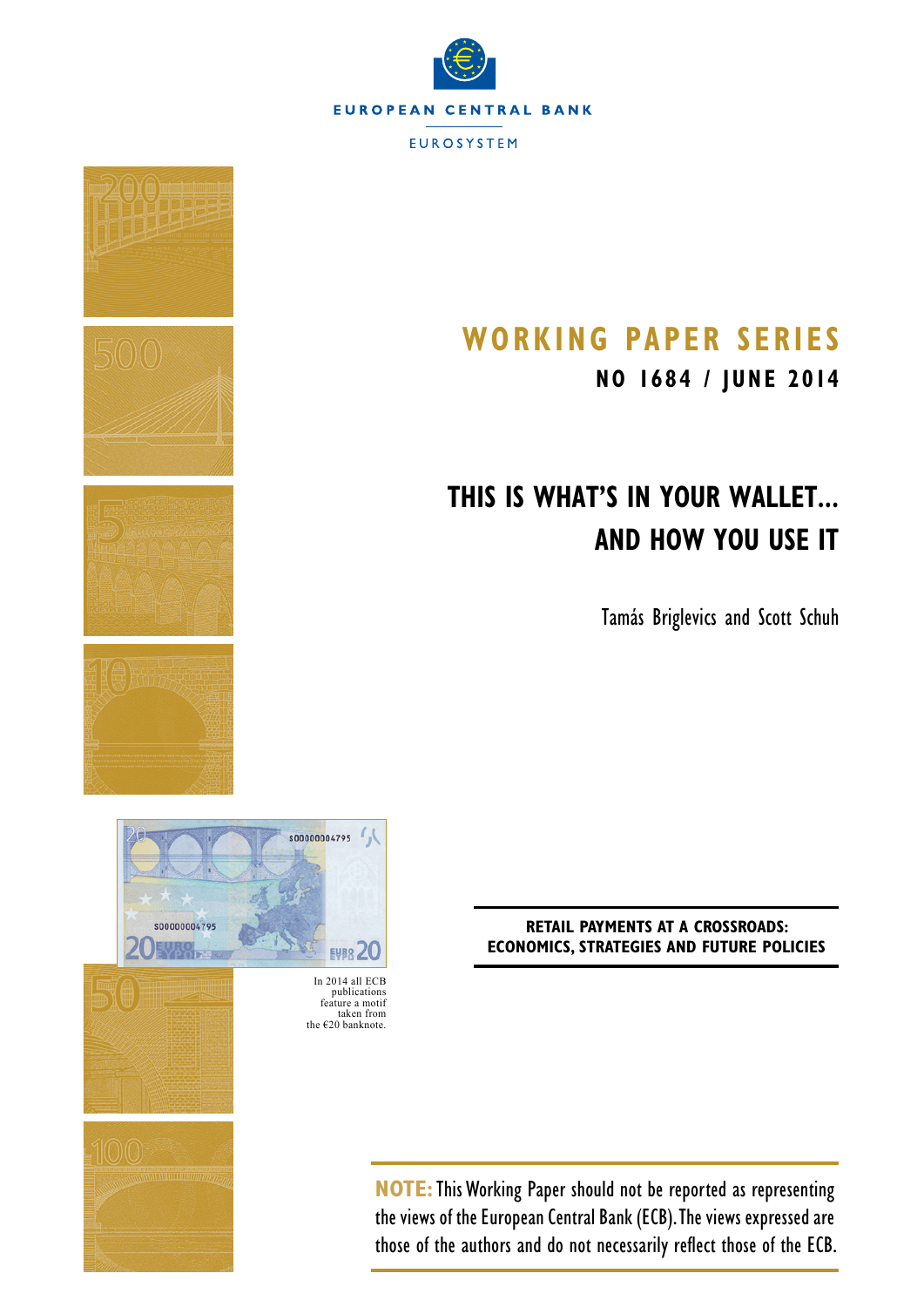EUROPEAN CENTRAL BANK

EUROSYSTEM

# WORKING PAPER SERIES

**NO 1684 / JUNE 2014**

# THIS IS WHAT'S IN YOUR WALLET... AND HOW YOU USE IT

Tamás Briglevics and Scott Schuh

**RETAIL PAYMENTS AT A CROSSROADS: ECONOMICS, STRATEGIES AND FUTURE POLICIES**

In 2014 all ECB publications feature a motif taken from the €20 banknote.

**NOTE:** This Working Paper should not be reported as representing the views of the European Central Bank (ECB). The views expressed are those of the authors and do not necessarily reflect those of the ECB.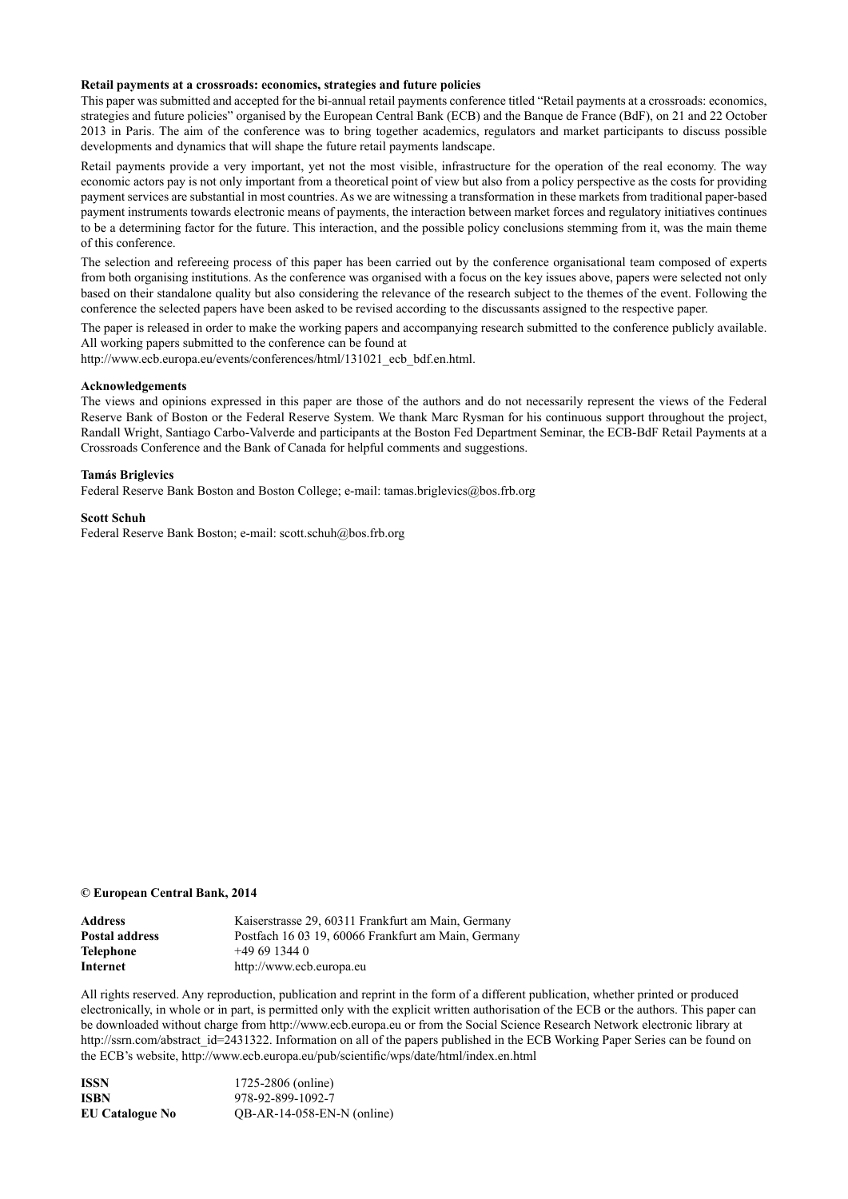**Retail payments at a crossroads: economics, strategies and future policies**

This paper was submitted and accepted for the bi-annual retail payments conference titled "Retail payments at a crossroads: economics, strategies and future policies" organised by the European Central Bank (ECB) and the Banque de France (BdF), on 21 and 22 October 2013 in Paris. The aim of the conference was to bring together academics, regulators and market participants to discuss possible developments and dynamics that will shape the future retail payments landscape.

Retail payments provide a very important, yet not the most visible, infrastructure for the operation of the real economy. The way economic actors pay is not only important from a theoretical point of view but also from a policy perspective as the costs for providing payment services are substantial in most countries. As we are witnessing a transformation in these markets from traditional paper-based payment instruments towards electronic means of payments, the interaction between market forces and regulatory initiatives continues to be a determining factor for the future. This interaction, and the possible policy conclusions stemming from it, was the main theme of this conference.

The selection and refereeing process of this paper has been carried out by the conference organisational team composed of experts from both organising institutions. As the conference was organised with a focus on the key issues above, papers were selected not only based on their standalone quality but also considering the relevance of the research subject to the themes of the event. Following the conference the selected papers have been asked to be revised according to the discussants assigned to the respective paper.

The paper is released in order to make the working papers and accompanying research submitted to the conference publicly available. All working papers submitted to the conference can be found at
http://www.ecb.europa.eu/events/conferences/html/131021_ecb_bdf.en.html.

**Acknowledgements**

The views and opinions expressed in this paper are those of the authors and do not necessarily represent the views of the Federal Reserve Bank of Boston or the Federal Reserve System. We thank Marc Rysman for his continuous support throughout the project, Randall Wright, Santiago Carbo-Valverde and participants at the Boston Fed Department Seminar, the ECB-BdF Retail Payments at a Crossroads Conference and the Bank of Canada for helpful comments and suggestions.

**Tamás Briglevics**

Federal Reserve Bank Boston and Boston College; e-mail: tamas.briglevics@bos.frb.org

**Scott Schuh**

Federal Reserve Bank Boston; e-mail: scott.schuh@bos.frb.org

**© European Central Bank, 2014**

| | |
|---|---|
| **Address** | Kaiserstrasse 29, 60311 Frankfurt am Main, Germany |
| **Postal address** | Postfach 16 03 19, 60066 Frankfurt am Main, Germany |
| **Telephone** | +49 69 1344 0 |
| **Internet** | http://www.ecb.europa.eu |

All rights reserved. Any reproduction, publication and reprint in the form of a different publication, whether printed or produced electronically, in whole or in part, is permitted only with the explicit written authorisation of the ECB or the authors. This paper can be downloaded without charge from http://www.ecb.europa.eu or from the Social Science Research Network electronic library at http://ssrn.com/abstract_id=2431322. Information on all of the papers published in the ECB Working Paper Series can be found on the ECB's website, http://www.ecb.europa.eu/pub/scientific/wps/date/html/index.en.html

| | |
|---|---|
| **ISSN** | 1725-2806 (online) |
| **ISBN** | 978-92-899-1092-7 |
| **EU Catalogue No** | QB-AR-14-058-EN-N (online) |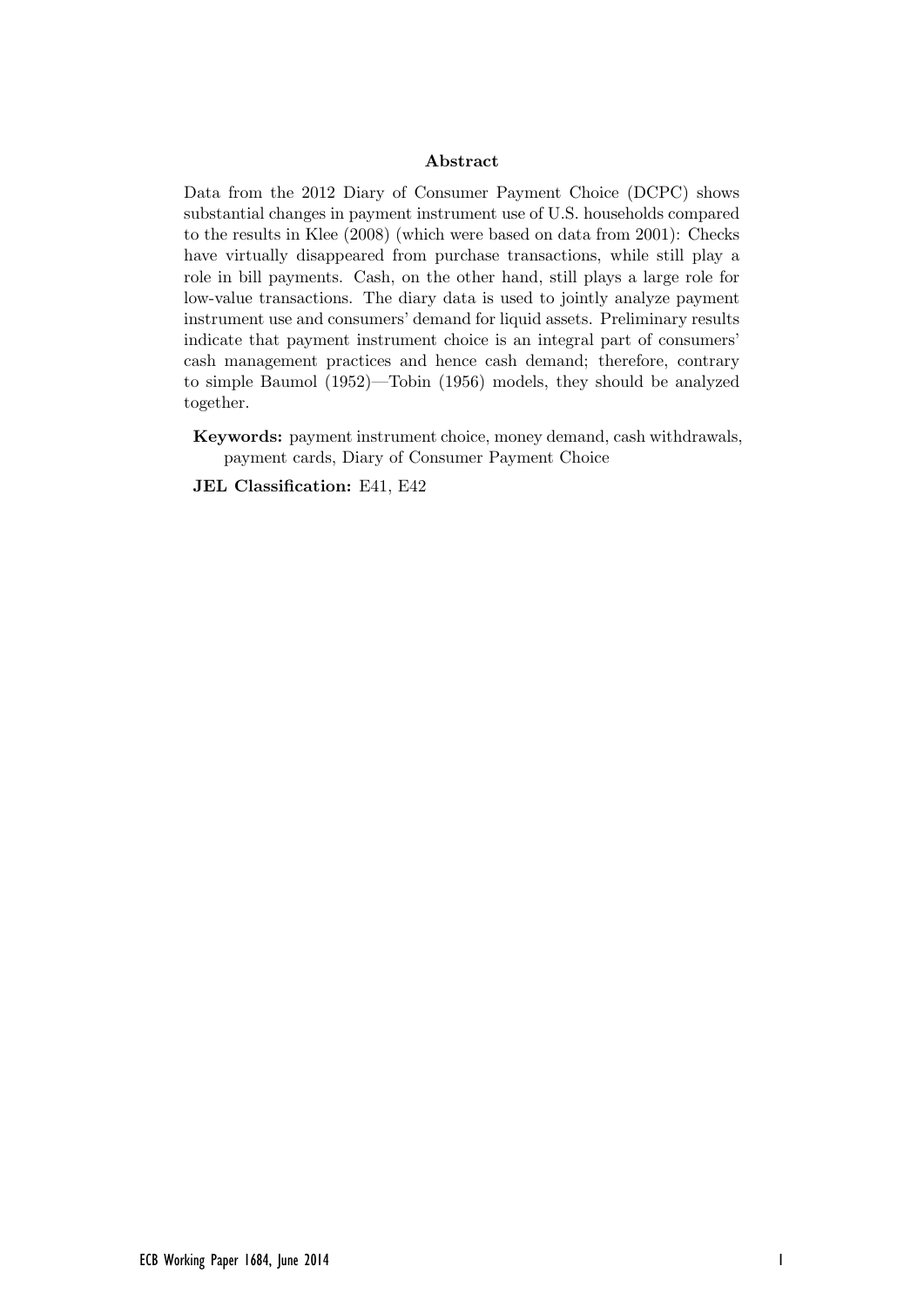## Abstract

Data from the 2012 Diary of Consumer Payment Choice (DCPC) shows substantial changes in payment instrument use of U.S. households compared to the results in Klee (2008) (which were based on data from 2001): Checks have virtually disappeared from purchase transactions, while still play a role in bill payments. Cash, on the other hand, still plays a large role for low-value transactions. The diary data is used to jointly analyze payment instrument use and consumers' demand for liquid assets. Preliminary results indicate that payment instrument choice is an integral part of consumers' cash management practices and hence cash demand; therefore, contrary to simple Baumol (1952)—Tobin (1956) models, they should be analyzed together.

**Keywords:** payment instrument choice, money demand, cash withdrawals, payment cards, Diary of Consumer Payment Choice

**JEL Classification:** E41, E42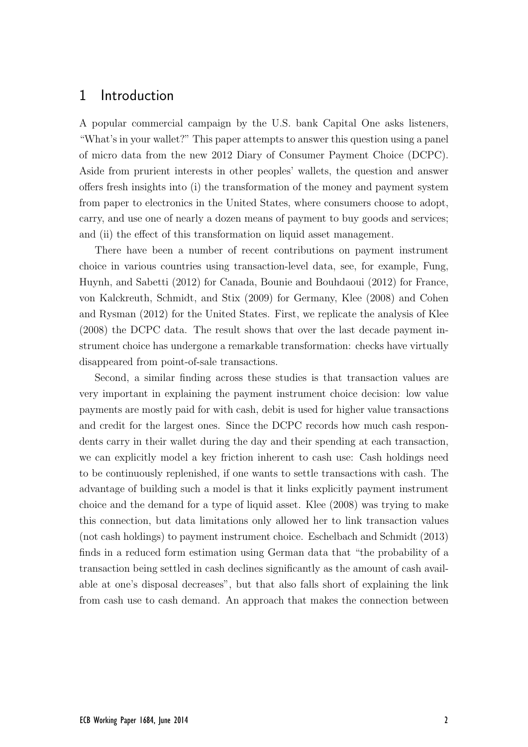# 1 Introduction

A popular commercial campaign by the U.S. bank Capital One asks listeners, "What's in your wallet?" This paper attempts to answer this question using a panel of micro data from the new 2012 Diary of Consumer Payment Choice (DCPC). Aside from prurient interests in other peoples' wallets, the question and answer offers fresh insights into (i) the transformation of the money and payment system from paper to electronics in the United States, where consumers choose to adopt, carry, and use one of nearly a dozen means of payment to buy goods and services; and (ii) the effect of this transformation on liquid asset management.

There have been a number of recent contributions on payment instrument choice in various countries using transaction-level data, see, for example, Fung, Huynh, and Sabetti (2012) for Canada, Bounie and Bouhdaoui (2012) for France, von Kalckreuth, Schmidt, and Stix (2009) for Germany, Klee (2008) and Cohen and Rysman (2012) for the United States. First, we replicate the analysis of Klee (2008) the DCPC data. The result shows that over the last decade payment instrument choice has undergone a remarkable transformation: checks have virtually disappeared from point-of-sale transactions.

Second, a similar finding across these studies is that transaction values are very important in explaining the payment instrument choice decision: low value payments are mostly paid for with cash, debit is used for higher value transactions and credit for the largest ones. Since the DCPC records how much cash respondents carry in their wallet during the day and their spending at each transaction, we can explicitly model a key friction inherent to cash use: Cash holdings need to be continuously replenished, if one wants to settle transactions with cash. The advantage of building such a model is that it links explicitly payment instrument choice and the demand for a type of liquid asset. Klee (2008) was trying to make this connection, but data limitations only allowed her to link transaction values (not cash holdings) to payment instrument choice. Eschelbach and Schmidt (2013) finds in a reduced form estimation using German data that "the probability of a transaction being settled in cash declines significantly as the amount of cash available at one's disposal decreases", but that also falls short of explaining the link from cash use to cash demand. An approach that makes the connection between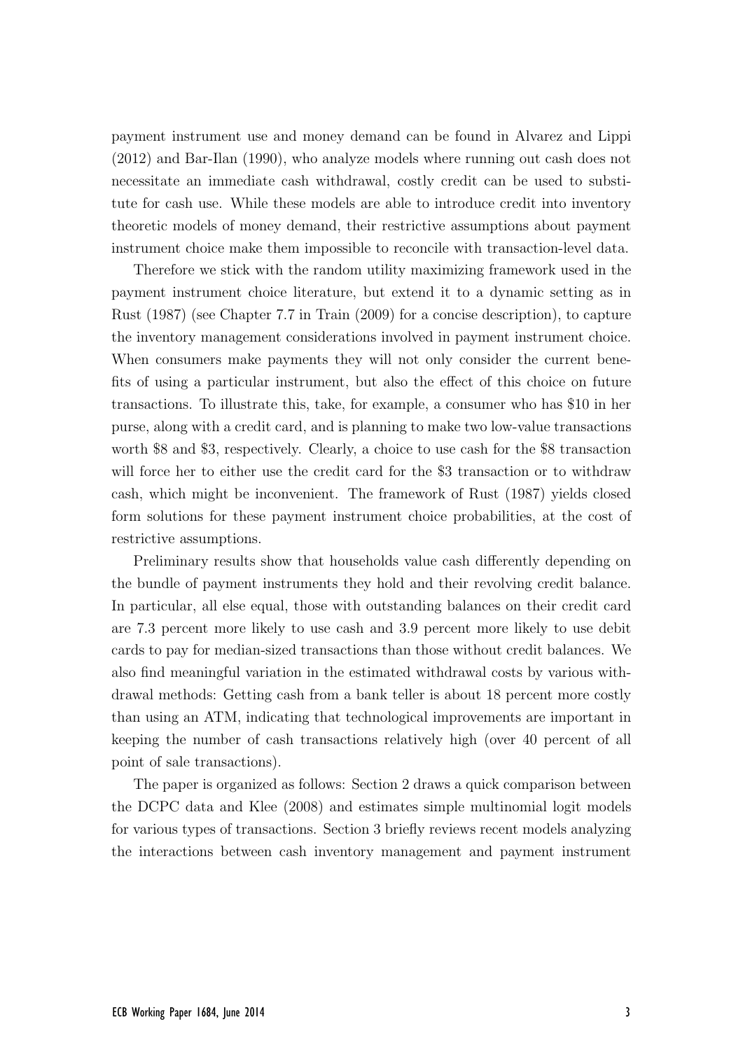payment instrument use and money demand can be found in Alvarez and Lippi (2012) and Bar-Ilan (1990), who analyze models where running out cash does not necessitate an immediate cash withdrawal, costly credit can be used to substitute for cash use. While these models are able to introduce credit into inventory theoretic models of money demand, their restrictive assumptions about payment instrument choice make them impossible to reconcile with transaction-level data.

Therefore we stick with the random utility maximizing framework used in the payment instrument choice literature, but extend it to a dynamic setting as in Rust (1987) (see Chapter 7.7 in Train (2009) for a concise description), to capture the inventory management considerations involved in payment instrument choice. When consumers make payments they will not only consider the current benefits of using a particular instrument, but also the effect of this choice on future transactions. To illustrate this, take, for example, a consumer who has \$10 in her purse, along with a credit card, and is planning to make two low-value transactions worth \$8 and \$3, respectively. Clearly, a choice to use cash for the \$8 transaction will force her to either use the credit card for the \$3 transaction or to withdraw cash, which might be inconvenient. The framework of Rust (1987) yields closed form solutions for these payment instrument choice probabilities, at the cost of restrictive assumptions.

Preliminary results show that households value cash differently depending on the bundle of payment instruments they hold and their revolving credit balance. In particular, all else equal, those with outstanding balances on their credit card are 7.3 percent more likely to use cash and 3.9 percent more likely to use debit cards to pay for median-sized transactions than those without credit balances. We also find meaningful variation in the estimated withdrawal costs by various withdrawal methods: Getting cash from a bank teller is about 18 percent more costly than using an ATM, indicating that technological improvements are important in keeping the number of cash transactions relatively high (over 40 percent of all point of sale transactions).

The paper is organized as follows: Section 2 draws a quick comparison between the DCPC data and Klee (2008) and estimates simple multinomial logit models for various types of transactions. Section 3 briefly reviews recent models analyzing the interactions between cash inventory management and payment instrument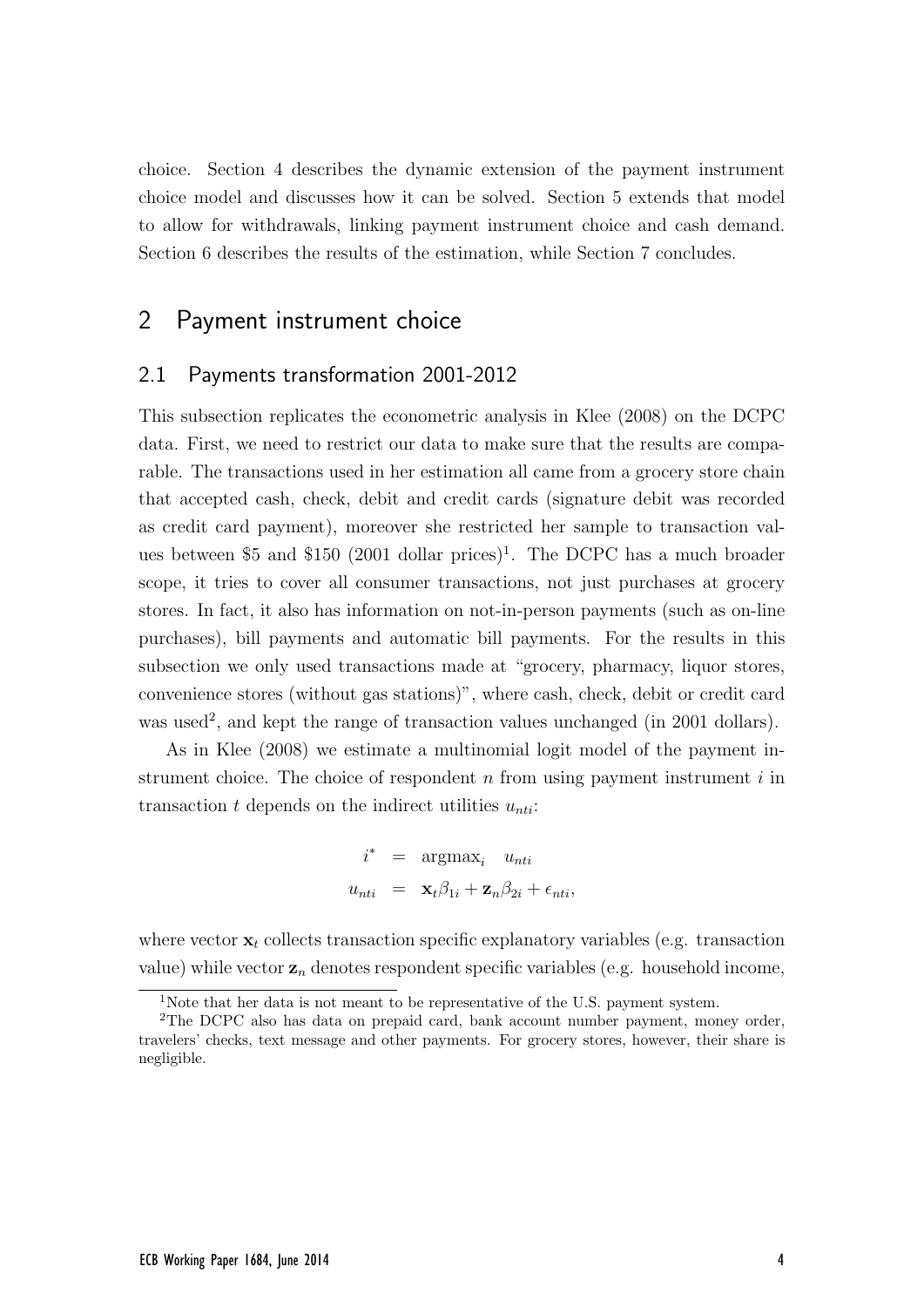choice. Section 4 describes the dynamic extension of the payment instrument choice model and discusses how it can be solved. Section 5 extends that model to allow for withdrawals, linking payment instrument choice and cash demand. Section 6 describes the results of the estimation, while Section 7 concludes.

## 2 Payment instrument choice

### 2.1 Payments transformation 2001-2012

This subsection replicates the econometric analysis in Klee (2008) on the DCPC data. First, we need to restrict our data to make sure that the results are comparable. The transactions used in her estimation all came from a grocery store chain that accepted cash, check, debit and credit cards (signature debit was recorded as credit card payment), moreover she restricted her sample to transaction values between \$5 and \$150 (2001 dollar prices)[1]. The DCPC has a much broader scope, it tries to cover all consumer transactions, not just purchases at grocery stores. In fact, it also has information on not-in-person payments (such as on-line purchases), bill payments and automatic bill payments. For the results in this subsection we only used transactions made at "grocery, pharmacy, liquor stores, convenience stores (without gas stations)", where cash, check, debit or credit card was used[2], and kept the range of transaction values unchanged (in 2001 dollars).

As in Klee (2008) we estimate a multinomial logit model of the payment instrument choice. The choice of respondent $n$ from using payment instrument $i$ in transaction $t$ depends on the indirect utilities $u_{nti}$:

$$
\begin{aligned}
i^* &= \operatorname{argmax}_i \quad u_{nti} \\
u_{nti} &= \mathbf{x}_t \beta_{1i} + \mathbf{z}_n \beta_{2i} + \epsilon_{nti},
\end{aligned}
$$

where vector $\mathbf{x}_t$ collects transaction specific explanatory variables (e.g. transaction value) while vector $\mathbf{z}_n$ denotes respondent specific variables (e.g. household income,

[1] Note that her data is not meant to be representative of the U.S. payment system.

[2] The DCPC also has data on prepaid card, bank account number payment, money order, travelers' checks, text message and other payments. For grocery stores, however, their share is negligible.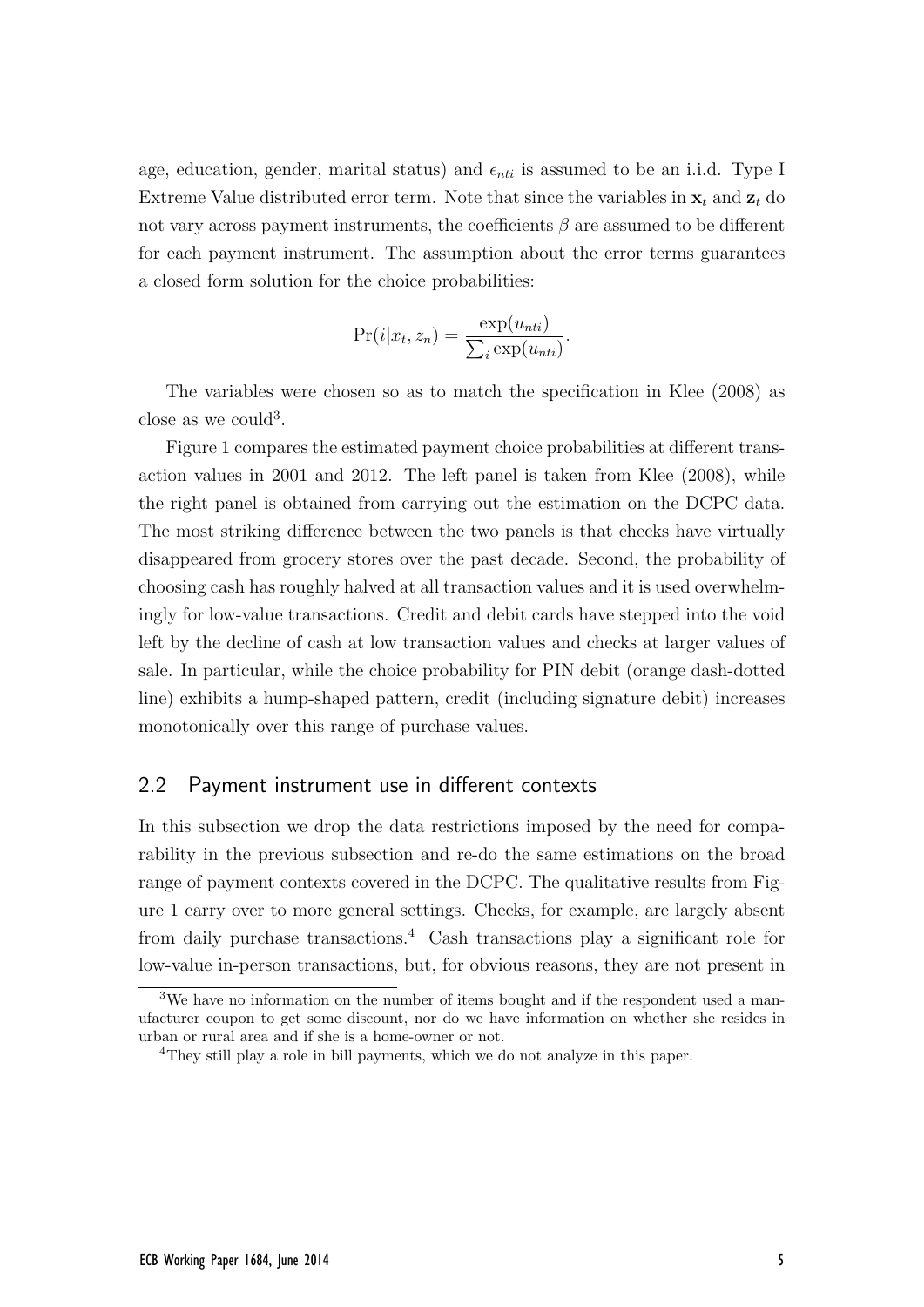age, education, gender, marital status) and $\epsilon_{nti}$ is assumed to be an i.i.d. Type I Extreme Value distributed error term. Note that since the variables in $\mathbf{x}_t$ and $\mathbf{z}_t$ do not vary across payment instruments, the coefficients $\beta$ are assumed to be different for each payment instrument. The assumption about the error terms guarantees a closed form solution for the choice probabilities:

$$\Pr(i|x_t, z_n) = \frac{\exp(u_{nti})}{\sum_i \exp(u_{nti})}.$$

The variables were chosen so as to match the specification in Klee (2008) as close as we could[3].

Figure 1 compares the estimated payment choice probabilities at different transaction values in 2001 and 2012. The left panel is taken from Klee (2008), while the right panel is obtained from carrying out the estimation on the DCPC data. The most striking difference between the two panels is that checks have virtually disappeared from grocery stores over the past decade. Second, the probability of choosing cash has roughly halved at all transaction values and it is used overwhelmingly for low-value transactions. Credit and debit cards have stepped into the void left by the decline of cash at low transaction values and checks at larger values of sale. In particular, while the choice probability for PIN debit (orange dash-dotted line) exhibits a hump-shaped pattern, credit (including signature debit) increases monotonically over this range of purchase values.

## 2.2 Payment instrument use in different contexts

In this subsection we drop the data restrictions imposed by the need for comparability in the previous subsection and re-do the same estimations on the broad range of payment contexts covered in the DCPC. The qualitative results from Figure 1 carry over to more general settings. Checks, for example, are largely absent from daily purchase transactions.[4] Cash transactions play a significant role for low-value in-person transactions, but, for obvious reasons, they are not present in

---

[3] We have no information on the number of items bought and if the respondent used a manufacturer coupon to get some discount, nor do we have information on whether she resides in urban or rural area and if she is a home-owner or not.

[4] They still play a role in bill payments, which we do not analyze in this paper.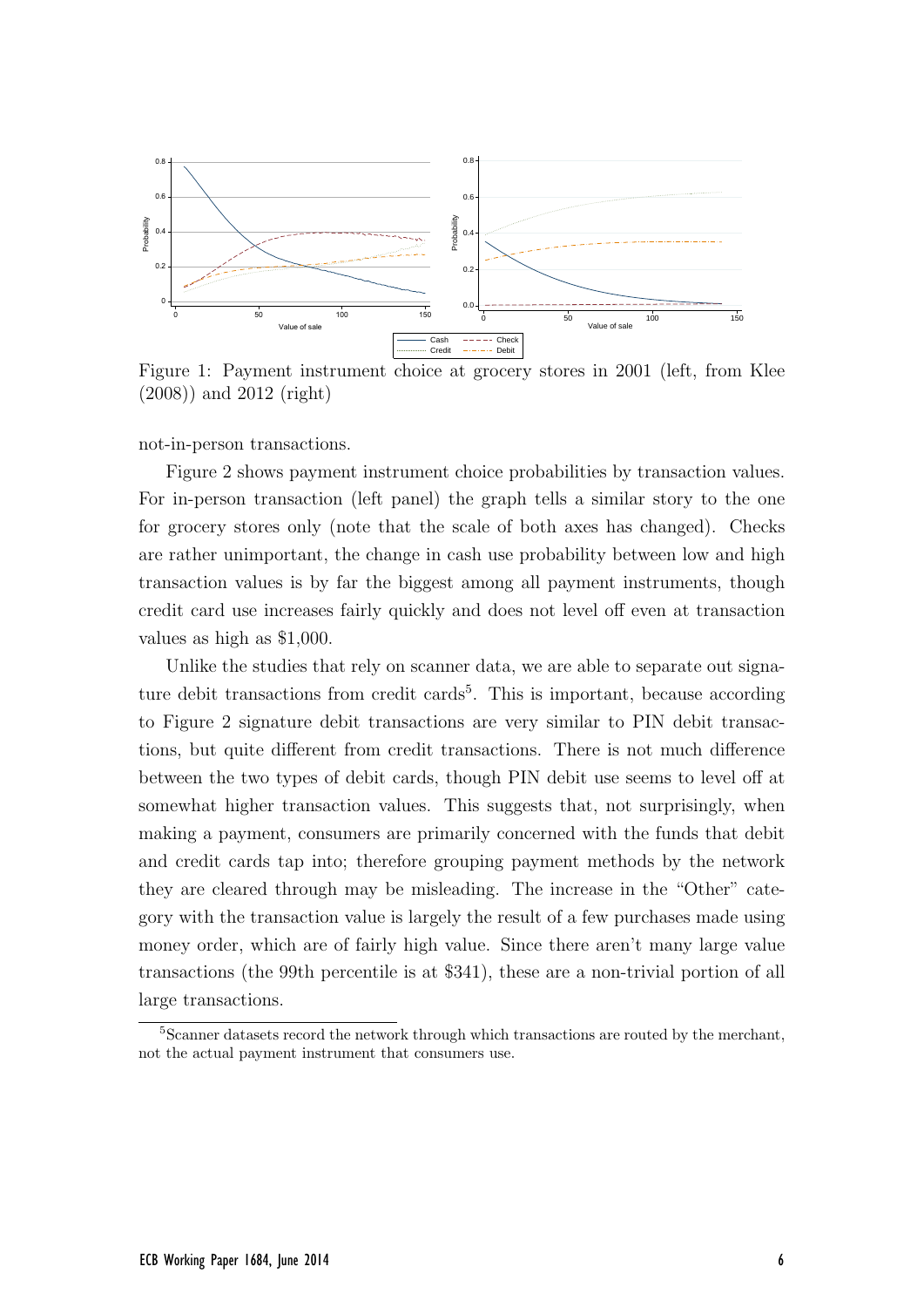Figure 1: Payment instrument choice at grocery stores in 2001 (left, from Klee (2008)) and 2012 (right)

not-in-person transactions.

Figure 2 shows payment instrument choice probabilities by transaction values. For in-person transaction (left panel) the graph tells a similar story to the one for grocery stores only (note that the scale of both axes has changed). Checks are rather unimportant, the change in cash use probability between low and high transaction values is by far the biggest among all payment instruments, though credit card use increases fairly quickly and does not level off even at transaction values as high as $1,000.

Unlike the studies that rely on scanner data, we are able to separate out signature debit transactions from credit cards[5]. This is important, because according to Figure 2 signature debit transactions are very similar to PIN debit transactions, but quite different from credit transactions. There is not much difference between the two types of debit cards, though PIN debit use seems to level off at somewhat higher transaction values. This suggests that, not surprisingly, when making a payment, consumers are primarily concerned with the funds that debit and credit cards tap into; therefore grouping payment methods by the network they are cleared through may be misleading. The increase in the "Other" category with the transaction value is largely the result of a few purchases made using money order, which are of fairly high value. Since there aren't many large value transactions (the 99th percentile is at $341), these are a non-trivial portion of all large transactions.

[5] Scanner datasets record the network through which transactions are routed by the merchant, not the actual payment instrument that consumers use.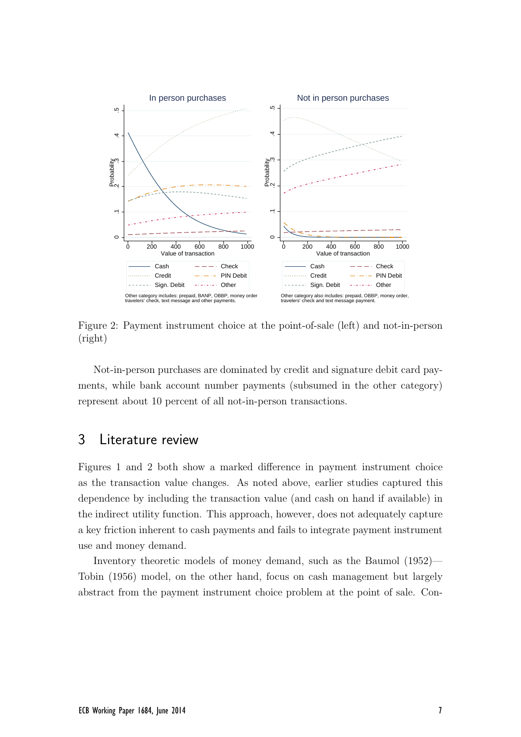Figure 2: Payment instrument choice at the point-of-sale (left) and not-in-person (right)

Not-in-person purchases are dominated by credit and signature debit card payments, while bank account number payments (subsumed in the other category) represent about 10 percent of all not-in-person transactions.

## 3 Literature review

Figures 1 and 2 both show a marked difference in payment instrument choice as the transaction value changes. As noted above, earlier studies captured this dependence by including the transaction value (and cash on hand if available) in the indirect utility function. This approach, however, does not adequately capture a key friction inherent to cash payments and fails to integrate payment instrument use and money demand.

Inventory theoretic models of money demand, such as the Baumol (1952)—Tobin (1956) model, on the other hand, focus on cash management but largely abstract from the payment instrument choice problem at the point of sale. Con-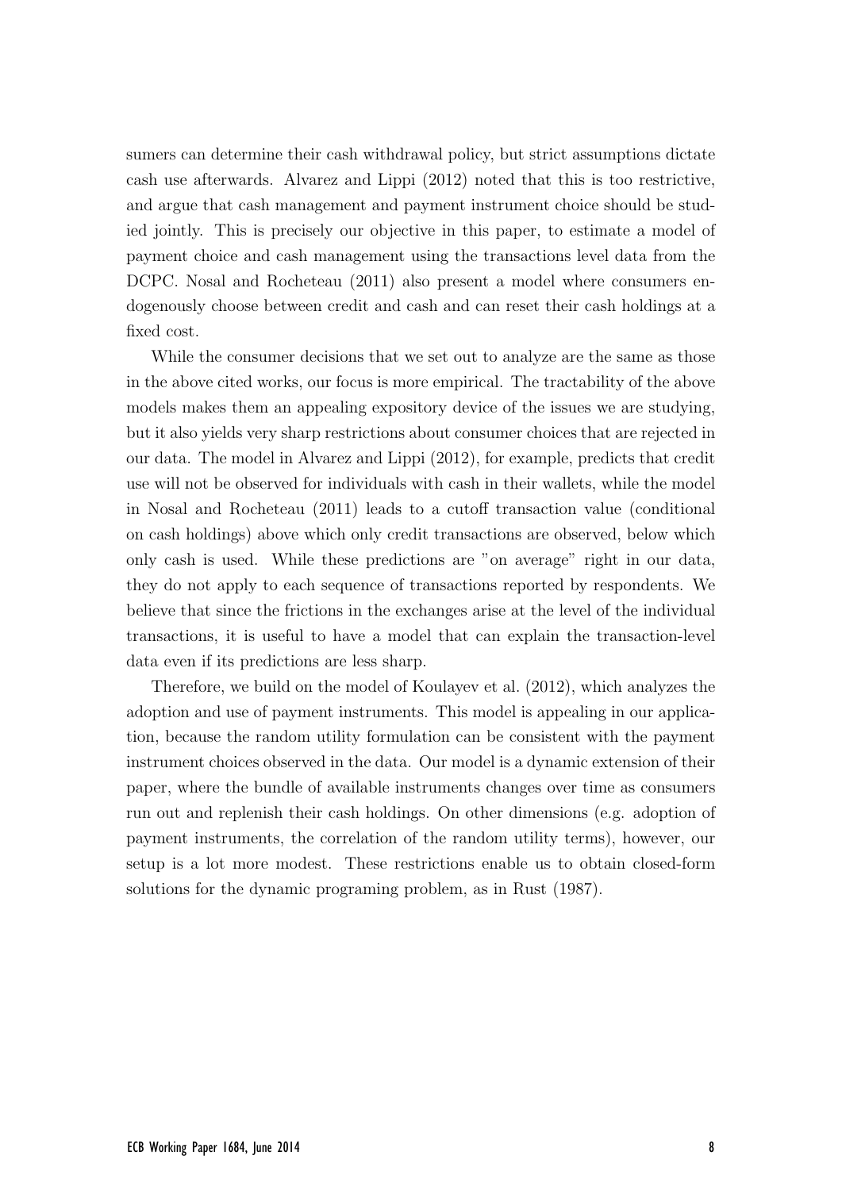sumers can determine their cash withdrawal policy, but strict assumptions dictate cash use afterwards. Alvarez and Lippi (2012) noted that this is too restrictive, and argue that cash management and payment instrument choice should be studied jointly. This is precisely our objective in this paper, to estimate a model of payment choice and cash management using the transactions level data from the DCPC. Nosal and Rocheteau (2011) also present a model where consumers endogenously choose between credit and cash and can reset their cash holdings at a fixed cost.

While the consumer decisions that we set out to analyze are the same as those in the above cited works, our focus is more empirical. The tractability of the above models makes them an appealing expository device of the issues we are studying, but it also yields very sharp restrictions about consumer choices that are rejected in our data. The model in Alvarez and Lippi (2012), for example, predicts that credit use will not be observed for individuals with cash in their wallets, while the model in Nosal and Rocheteau (2011) leads to a cutoff transaction value (conditional on cash holdings) above which only credit transactions are observed, below which only cash is used. While these predictions are "on average" right in our data, they do not apply to each sequence of transactions reported by respondents. We believe that since the frictions in the exchanges arise at the level of the individual transactions, it is useful to have a model that can explain the transaction-level data even if its predictions are less sharp.

Therefore, we build on the model of Koulayev et al. (2012), which analyzes the adoption and use of payment instruments. This model is appealing in our application, because the random utility formulation can be consistent with the payment instrument choices observed in the data. Our model is a dynamic extension of their paper, where the bundle of available instruments changes over time as consumers run out and replenish their cash holdings. On other dimensions (e.g. adoption of payment instruments, the correlation of the random utility terms), however, our setup is a lot more modest. These restrictions enable us to obtain closed-form solutions for the dynamic programing problem, as in Rust (1987).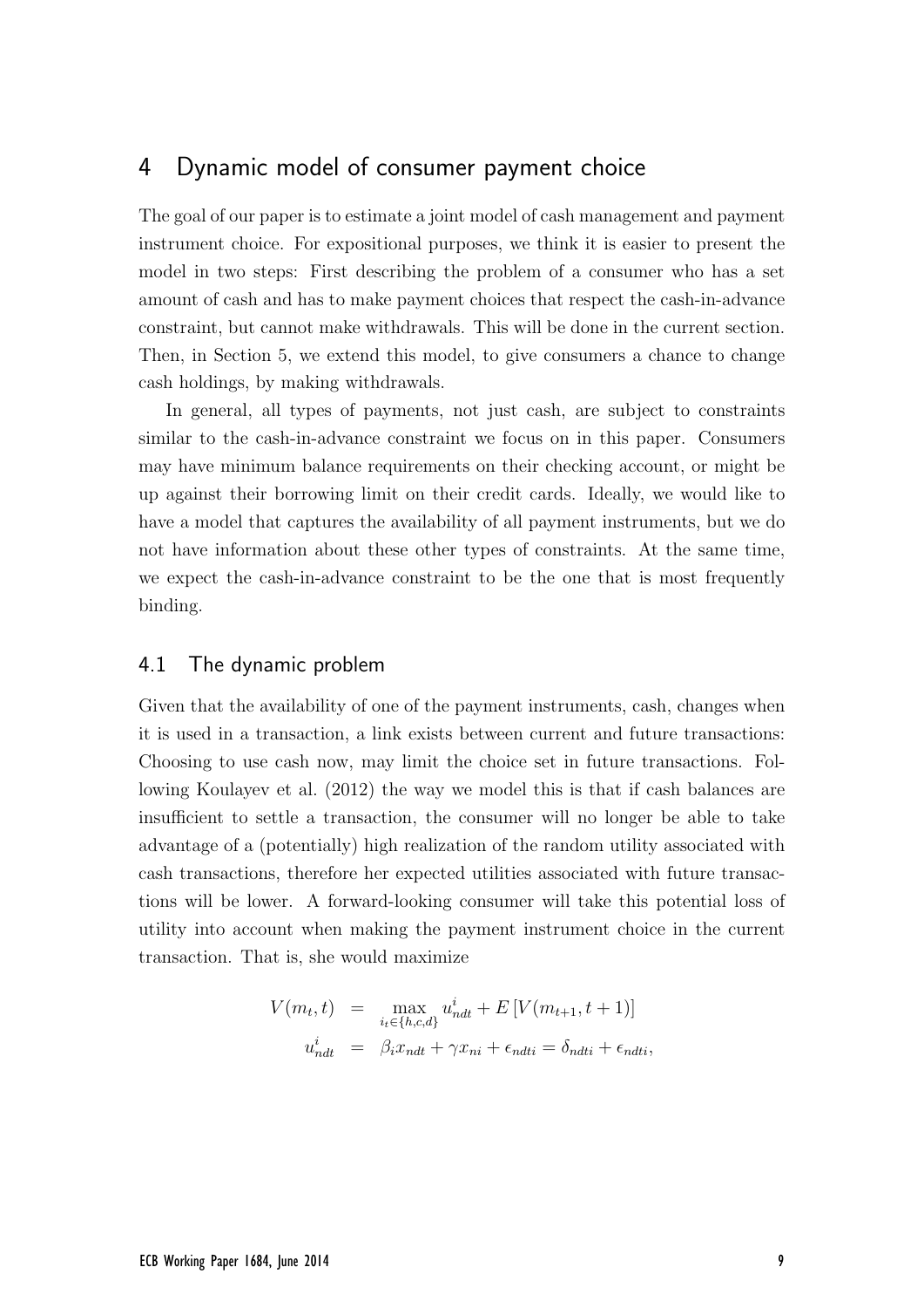## 4 Dynamic model of consumer payment choice

The goal of our paper is to estimate a joint model of cash management and payment instrument choice. For expositional purposes, we think it is easier to present the model in two steps: First describing the problem of a consumer who has a set amount of cash and has to make payment choices that respect the cash-in-advance constraint, but cannot make withdrawals. This will be done in the current section. Then, in Section 5, we extend this model, to give consumers a chance to change cash holdings, by making withdrawals.

In general, all types of payments, not just cash, are subject to constraints similar to the cash-in-advance constraint we focus on in this paper. Consumers may have minimum balance requirements on their checking account, or might be up against their borrowing limit on their credit cards. Ideally, we would like to have a model that captures the availability of all payment instruments, but we do not have information about these other types of constraints. At the same time, we expect the cash-in-advance constraint to be the one that is most frequently binding.

### 4.1 The dynamic problem

Given that the availability of one of the payment instruments, cash, changes when it is used in a transaction, a link exists between current and future transactions: Choosing to use cash now, may limit the choice set in future transactions. Following Koulayev et al. (2012) the way we model this is that if cash balances are insufficient to settle a transaction, the consumer will no longer be able to take advantage of a (potentially) high realization of the random utility associated with cash transactions, therefore her expected utilities associated with future transactions will be lower. A forward-looking consumer will take this potential loss of utility into account when making the payment instrument choice in the current transaction. That is, she would maximize

$$
\begin{aligned}
V(m_t, t) &= \max_{i_t \in \{h,c,d\}} u^i_{ndt} + E\left[V(m_{t+1}, t+1)\right] \\
u^i_{ndt} &= \beta_i x_{ndt} + \gamma x_{ni} + \epsilon_{ndti} = \delta_{ndti} + \epsilon_{ndti},
\end{aligned}
$$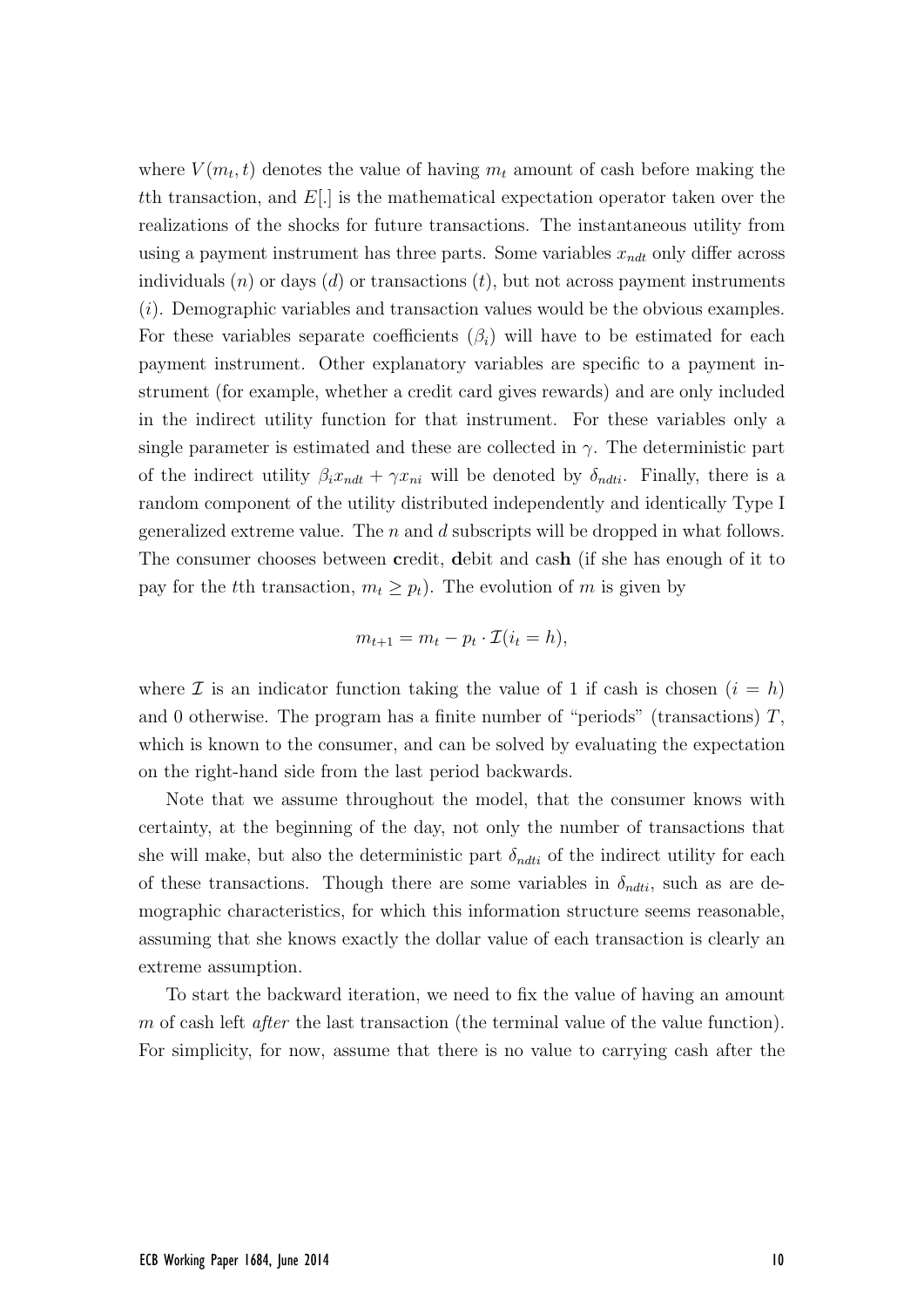where $V(m_t, t)$ denotes the value of having $m_t$ amount of cash before making the $t$th transaction, and $E[.]$ is the mathematical expectation operator taken over the realizations of the shocks for future transactions. The instantaneous utility from using a payment instrument has three parts. Some variables $x_{ndt}$ only differ across individuals $(n)$ or days $(d)$ or transactions $(t)$, but not across payment instruments $(i)$. Demographic variables and transaction values would be the obvious examples. For these variables separate coefficients $(\beta_i)$ will have to be estimated for each payment instrument. Other explanatory variables are specific to a payment instrument (for example, whether a credit card gives rewards) and are only included in the indirect utility function for that instrument. For these variables only a single parameter is estimated and these are collected in $\gamma$. The deterministic part of the indirect utility $\beta_i x_{ndt} + \gamma x_{ni}$ will be denoted by $\delta_{ndti}$. Finally, there is a random component of the utility distributed independently and identically Type I generalized extreme value. The $n$ and $d$ subscripts will be dropped in what follows. The consumer chooses between **c**redit, **d**ebit and cas**h** (if she has enough of it to pay for the $t$th transaction, $m_t \geq p_t$). The evolution of $m$ is given by

$$m_{t+1} = m_t - p_t \cdot \mathcal{I}(i_t = h),$$

where $\mathcal{I}$ is an indicator function taking the value of 1 if cash is chosen $(i = h)$ and 0 otherwise. The program has a finite number of "periods" (transactions) $T$, which is known to the consumer, and can be solved by evaluating the expectation on the right-hand side from the last period backwards.

Note that we assume throughout the model, that the consumer knows with certainty, at the beginning of the day, not only the number of transactions that she will make, but also the deterministic part $\delta_{ndti}$ of the indirect utility for each of these transactions. Though there are some variables in $\delta_{ndti}$, such as are demographic characteristics, for which this information structure seems reasonable, assuming that she knows exactly the dollar value of each transaction is clearly an extreme assumption.

To start the backward iteration, we need to fix the value of having an amount $m$ of cash left *after* the last transaction (the terminal value of the value function). For simplicity, for now, assume that there is no value to carrying cash after the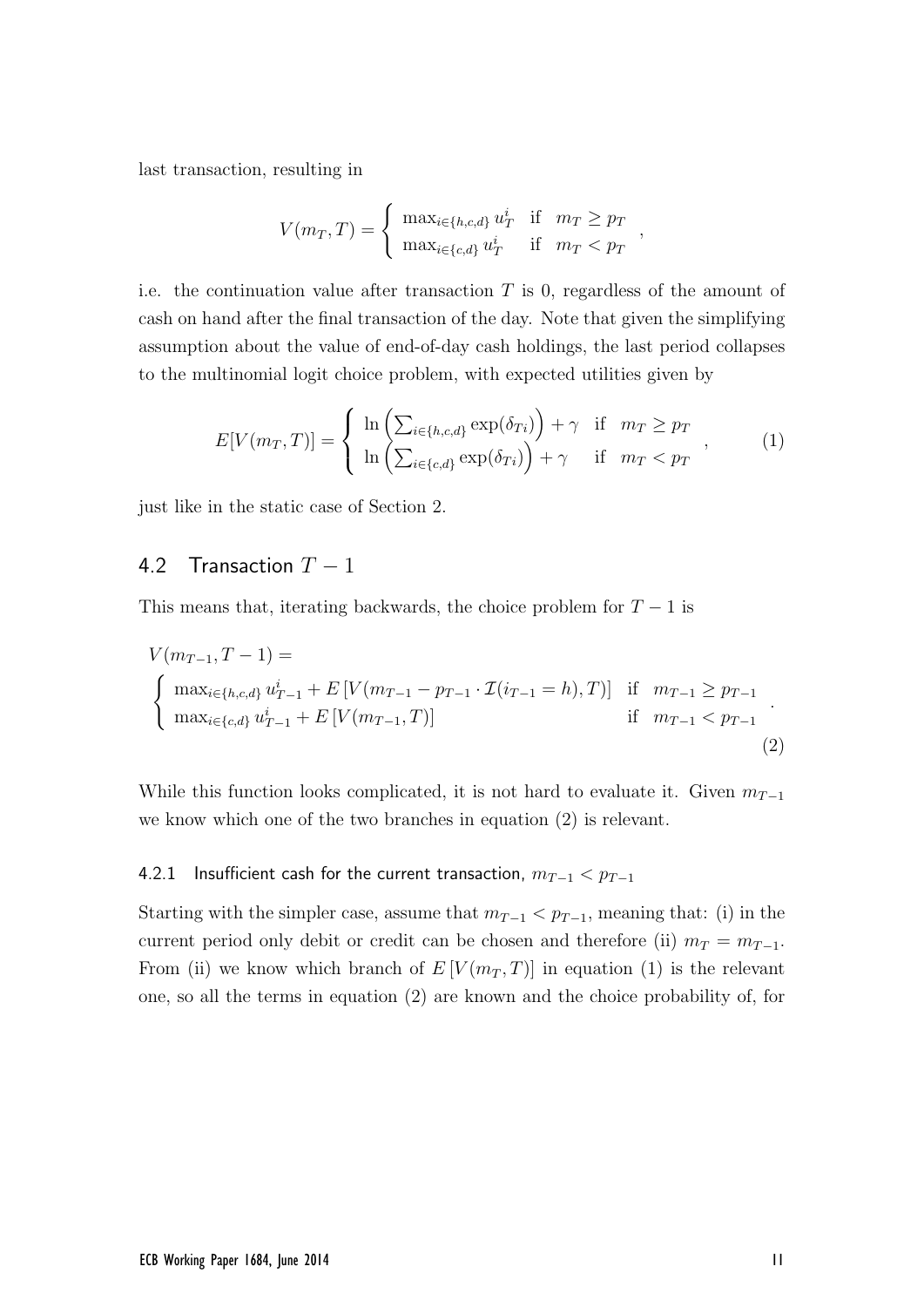last transaction, resulting in

$$V(m_T, T) = \begin{cases} \max_{i \in \{h,c,d\}} u_T^i & \text{if} \quad m_T \geq p_T \\ \max_{i \in \{c,d\}} u_T^i & \text{if} \quad m_T < p_T \end{cases},$$

i.e. the continuation value after transaction $T$ is 0, regardless of the amount of cash on hand after the final transaction of the day. Note that given the simplifying assumption about the value of end-of-day cash holdings, the last period collapses to the multinomial logit choice problem, with expected utilities given by

$$E[V(m_T, T)] = \begin{cases} \ln\left(\sum_{i \in \{h,c,d\}} \exp(\delta_{Ti})\right) + \gamma & \text{if} \quad m_T \geq p_T \\ \ln\left(\sum_{i \in \{c,d\}} \exp(\delta_{Ti})\right) + \gamma & \text{if} \quad m_T < p_T \end{cases}, \tag{1}$$

just like in the static case of Section 2.

## 4.2 Transaction $T - 1$

This means that, iterating backwards, the choice problem for $T - 1$ is

$$V(m_{T-1}, T-1) = \\ \begin{cases} \max_{i \in \{h,c,d\}} u_{T-1}^i + E\left[V(m_{T-1} - p_{T-1} \cdot \mathcal{I}(i_{T-1} = h), T)\right] & \text{if} \quad m_{T-1} \geq p_{T-1} \\ \max_{i \in \{c,d\}} u_{T-1}^i + E\left[V(m_{T-1}, T)\right] & \text{if} \quad m_{T-1} < p_{T-1} \end{cases}. \tag{2}$$

While this function looks complicated, it is not hard to evaluate it. Given $m_{T-1}$ we know which one of the two branches in equation (2) is relevant.

### 4.2.1 Insufficient cash for the current transaction, $m_{T-1} < p_{T-1}$

Starting with the simpler case, assume that $m_{T-1} < p_{T-1}$, meaning that: (i) in the current period only debit or credit can be chosen and therefore (ii) $m_T = m_{T-1}$. From (ii) we know which branch of $E[V(m_T, T)]$ in equation (1) is the relevant one, so all the terms in equation (2) are known and the choice probability of, for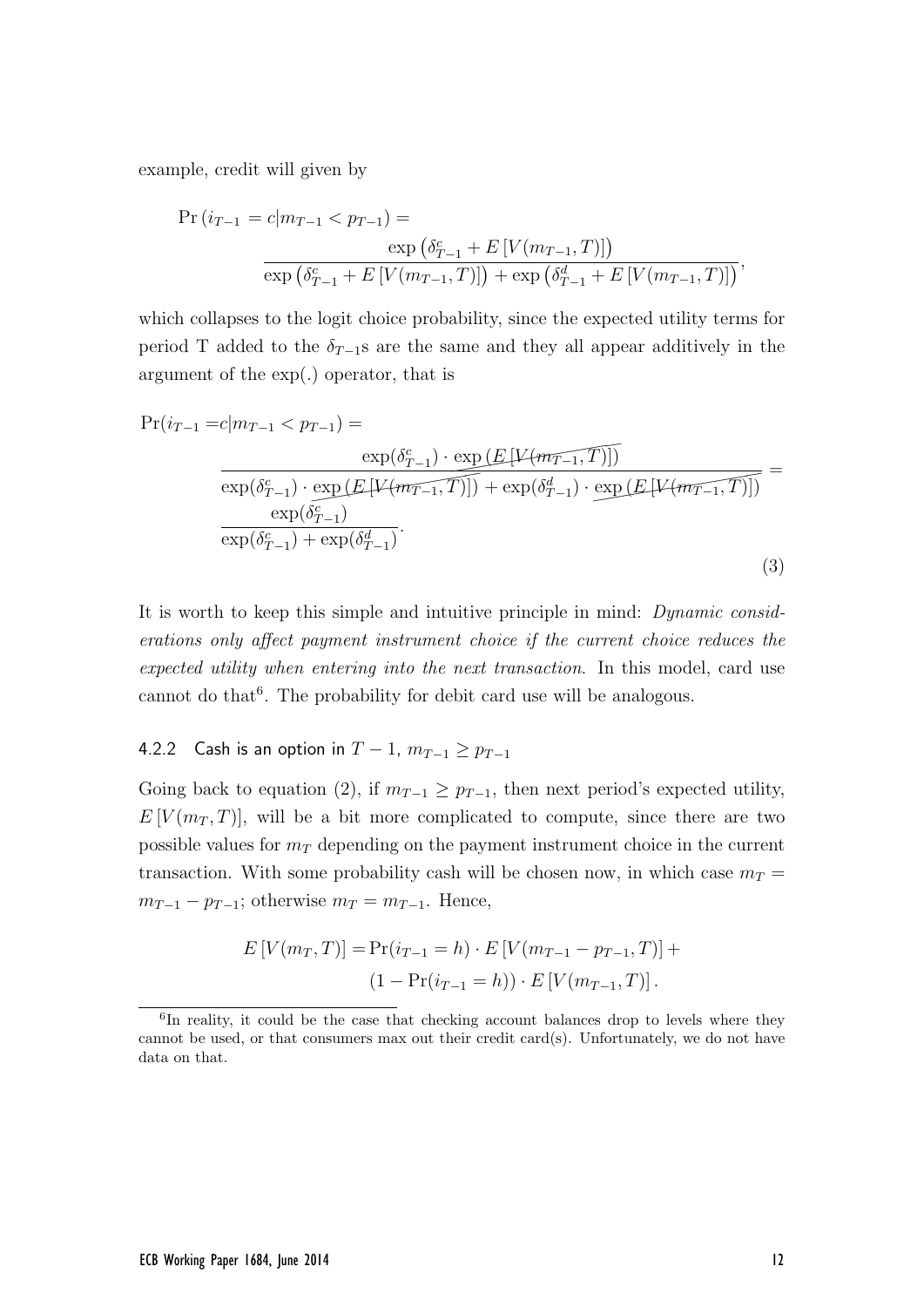example, credit will given by

$$\Pr\left(i_{T-1} = c | m_{T-1} < p_{T-1}\right) = \frac{\exp\left(\delta^c_{T-1} + E\left[V(m_{T-1}, T)\right]\right)}{\exp\left(\delta^c_{T-1} + E\left[V(m_{T-1}, T)\right]\right) + \exp\left(\delta^d_{T-1} + E\left[V(m_{T-1}, T)\right]\right)},$$

which collapses to the logit choice probability, since the expected utility terms for period T added to the $\delta_{T-1}$s are the same and they all appear additively in the argument of the exp(.) operator, that is

$$\Pr(i_{T-1} = c | m_{T-1} < p_{T-1}) = \frac{\exp(\delta^c_{T-1}) \cdot \cancel{\exp\left(E\left[V(m_{T-1}, T)\right]\right)}}{\exp(\delta^c_{T-1}) \cdot \cancel{\exp\left(E\left[V(m_{T-1}, T)\right]\right)} + \exp(\delta^d_{T-1}) \cdot \cancel{\exp\left(E\left[V(m_{T-1}, T)\right]\right)}} = \frac{\exp(\delta^c_{T-1})}{\exp(\delta^c_{T-1}) + \exp(\delta^d_{T-1})}. \tag{3}$$

It is worth to keep this simple and intuitive principle in mind: *Dynamic considerations only affect payment instrument choice if the current choice reduces the expected utility when entering into the next transaction.* In this model, card use cannot do that[6]. The probability for debit card use will be analogous.

### 4.2.2 Cash is an option in $T-1$, $m_{T-1} \geq p_{T-1}$

Going back to equation (2), if $m_{T-1} \geq p_{T-1}$, then next period's expected utility, $E\left[V(m_T, T)\right]$, will be a bit more complicated to compute, since there are two possible values for $m_T$ depending on the payment instrument choice in the current transaction. With some probability cash will be chosen now, in which case $m_T = m_{T-1} - p_{T-1}$; otherwise $m_T = m_{T-1}$. Hence,

$$E\left[V(m_T, T)\right] = \Pr(i_{T-1} = h) \cdot E\left[V(m_{T-1} - p_{T-1}, T)\right] + (1 - \Pr(i_{T-1} = h)) \cdot E\left[V(m_{T-1}, T)\right].$$

[6] In reality, it could be the case that checking account balances drop to levels where they cannot be used, or that consumers max out their credit card(s). Unfortunately, we do not have data on that.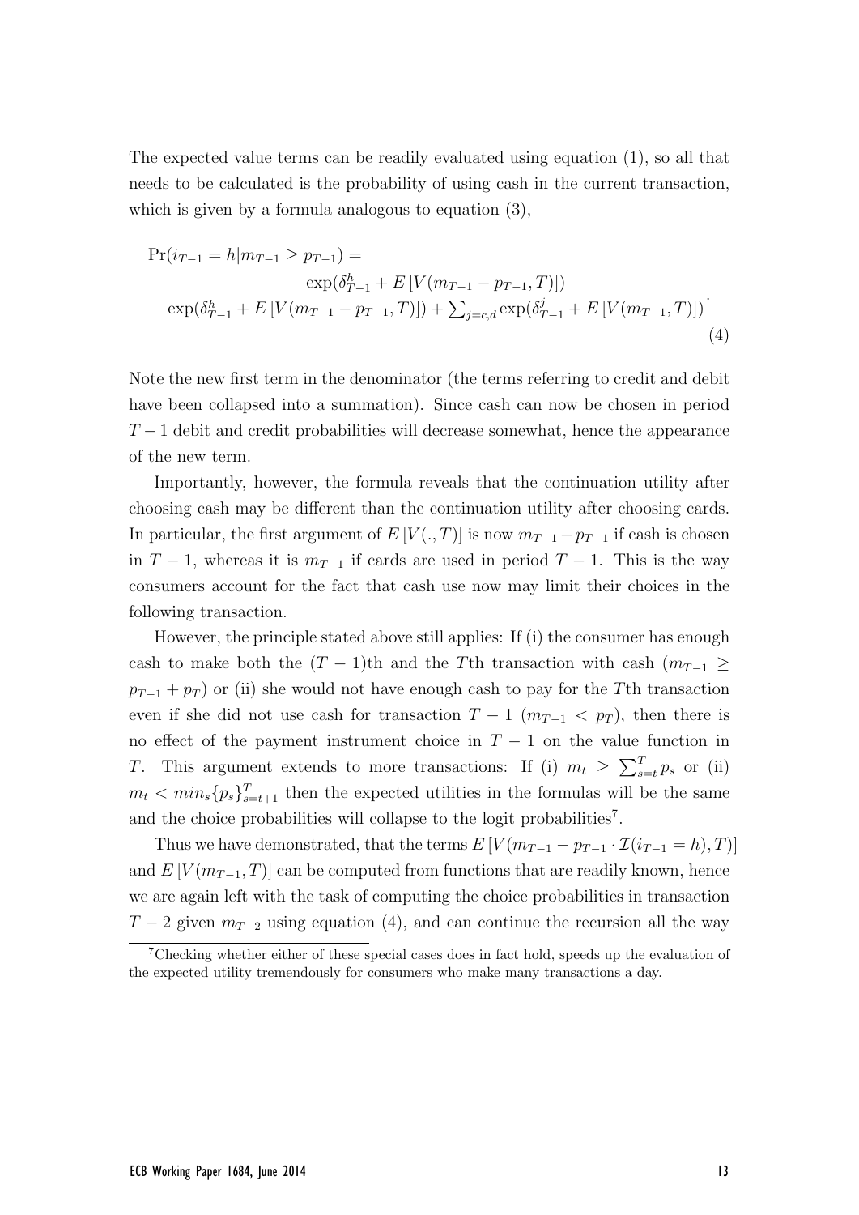The expected value terms can be readily evaluated using equation (1), so all that needs to be calculated is the probability of using cash in the current transaction, which is given by a formula analogous to equation (3),

$$\Pr(i_{T-1} = h | m_{T-1} \geq p_{T-1}) = \frac{\exp(\delta^h_{T-1} + E\left[V(m_{T-1} - p_{T-1}, T)\right])}{\exp(\delta^h_{T-1} + E\left[V(m_{T-1} - p_{T-1}, T)\right]) + \sum_{j=c,d} \exp(\delta^j_{T-1} + E\left[V(m_{T-1}, T)\right])}. \tag{4}$$

Note the new first term in the denominator (the terms referring to credit and debit have been collapsed into a summation). Since cash can now be chosen in period $T-1$ debit and credit probabilities will decrease somewhat, hence the appearance of the new term.

Importantly, however, the formula reveals that the continuation utility after choosing cash may be different than the continuation utility after choosing cards. In particular, the first argument of $E\left[V(.,T)\right]$ is now $m_{T-1} - p_{T-1}$ if cash is chosen in $T-1$, whereas it is $m_{T-1}$ if cards are used in period $T-1$. This is the way consumers account for the fact that cash use now may limit their choices in the following transaction.

However, the principle stated above still applies: If (i) the consumer has enough cash to make both the $(T-1)$th and the $T$th transaction with cash ($m_{T-1} \geq p_{T-1} + p_T$) or (ii) she would not have enough cash to pay for the $T$th transaction even if she did not use cash for transaction $T-1$ ($m_{T-1} < p_T$), then there is no effect of the payment instrument choice in $T-1$ on the value function in $T$. This argument extends to more transactions: If (i) $m_t \geq \sum_{s=t}^{T} p_s$ or (ii) $m_t < min_s\{p_s\}_{s=t+1}^{T}$ then the expected utilities in the formulas will be the same and the choice probabilities will collapse to the logit probabilities[7].

Thus we have demonstrated, that the terms $E\left[V(m_{T-1} - p_{T-1} \cdot \mathcal{I}(i_{T-1} = h), T)\right]$ and $E\left[V(m_{T-1}, T)\right]$ can be computed from functions that are readily known, hence we are again left with the task of computing the choice probabilities in transaction $T-2$ given $m_{T-2}$ using equation (4), and can continue the recursion all the way

[7]Checking whether either of these special cases does in fact hold, speeds up the evaluation of the expected utility tremendously for consumers who make many transactions a day.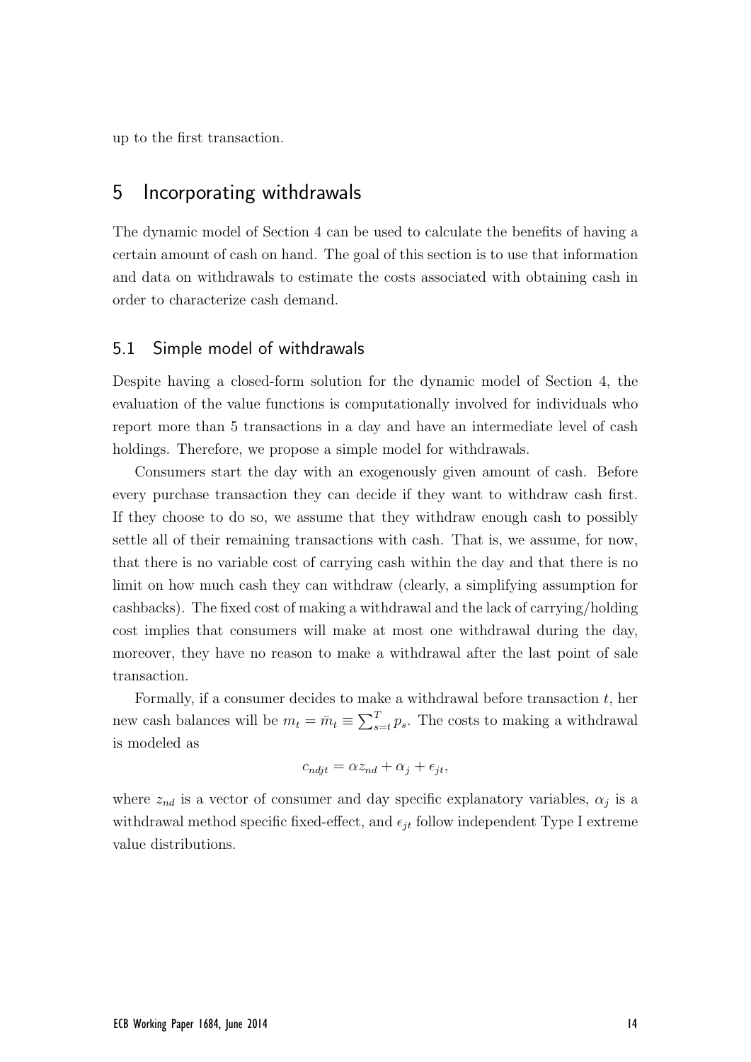up to the first transaction.

# 5 Incorporating withdrawals

The dynamic model of Section 4 can be used to calculate the benefits of having a certain amount of cash on hand. The goal of this section is to use that information and data on withdrawals to estimate the costs associated with obtaining cash in order to characterize cash demand.

## 5.1 Simple model of withdrawals

Despite having a closed-form solution for the dynamic model of Section 4, the evaluation of the value functions is computationally involved for individuals who report more than 5 transactions in a day and have an intermediate level of cash holdings. Therefore, we propose a simple model for withdrawals.

Consumers start the day with an exogenously given amount of cash. Before every purchase transaction they can decide if they want to withdraw cash first. If they choose to do so, we assume that they withdraw enough cash to possibly settle all of their remaining transactions with cash. That is, we assume, for now, that there is no variable cost of carrying cash within the day and that there is no limit on how much cash they can withdraw (clearly, a simplifying assumption for cashbacks). The fixed cost of making a withdrawal and the lack of carrying/holding cost implies that consumers will make at most one withdrawal during the day, moreover, they have no reason to make a withdrawal after the last point of sale transaction.

Formally, if a consumer decides to make a withdrawal before transaction $t$, her new cash balances will be $m_t = \bar{m}_t \equiv \sum_{s=t}^{T} p_s$. The costs to making a withdrawal is modeled as

$$c_{ndjt} = \alpha z_{nd} + \alpha_j + \epsilon_{jt},$$

where $z_{nd}$ is a vector of consumer and day specific explanatory variables, $\alpha_j$ is a withdrawal method specific fixed-effect, and $\epsilon_{jt}$ follow independent Type I extreme value distributions.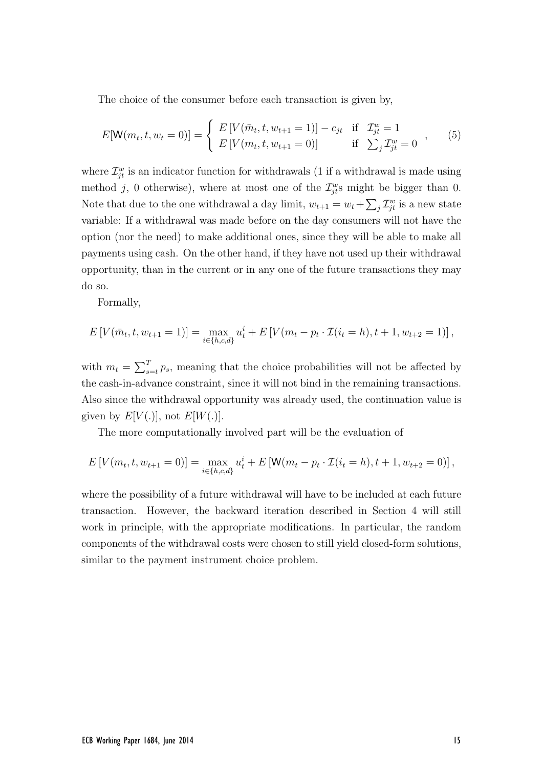The choice of the consumer before each transaction is given by,

$$E[\mathsf{W}(m_t, t, w_t = 0)] = \left\{ \begin{array}{ll} E\left[V(\bar{m}_t, t, w_{t+1} = 1)\right] - c_{jt} & \text{if } \mathcal{I}^w_{jt} = 1 \\ E\left[V(m_t, t, w_{t+1} = 0)\right] & \text{if } \sum_j \mathcal{I}^w_{jt} = 0 \end{array} \right. , \tag{5}$$

where $\mathcal{I}^w_{jt}$ is an indicator function for withdrawals (1 if a withdrawal is made using method $j$, 0 otherwise), where at most one of the $\mathcal{I}^w_{jt}$s might be bigger than 0. Note that due to the one withdrawal a day limit, $w_{t+1} = w_t + \sum_j \mathcal{I}^w_{jt}$ is a new state variable: If a withdrawal was made before on the day consumers will not have the option (nor the need) to make additional ones, since they will be able to make all payments using cash. On the other hand, if they have not used up their withdrawal opportunity, than in the current or in any one of the future transactions they may do so.

Formally,

$$E\left[V(\bar{m}_t, t, w_{t+1} = 1)\right] = \max_{i \in \{h,c,d\}} u^i_t + E\left[V(m_t - p_t \cdot \mathcal{I}(i_t = h), t+1, w_{t+2} = 1)\right],$$

with $m_t = \sum_{s=t}^{T} p_s$, meaning that the choice probabilities will not be affected by the cash-in-advance constraint, since it will not bind in the remaining transactions. Also since the withdrawal opportunity was already used, the continuation value is given by $E[V(.)]$, not $E[W(.)]$.

The more computationally involved part will be the evaluation of

$$E\left[V(m_t, t, w_{t+1} = 0)\right] = \max_{i \in \{h,c,d\}} u^i_t + E\left[\mathsf{W}(m_t - p_t \cdot \mathcal{I}(i_t = h), t+1, w_{t+2} = 0)\right],$$

where the possibility of a future withdrawal will have to be included at each future transaction. However, the backward iteration described in Section 4 will still work in principle, with the appropriate modifications. In particular, the random components of the withdrawal costs were chosen to still yield closed-form solutions, similar to the payment instrument choice problem.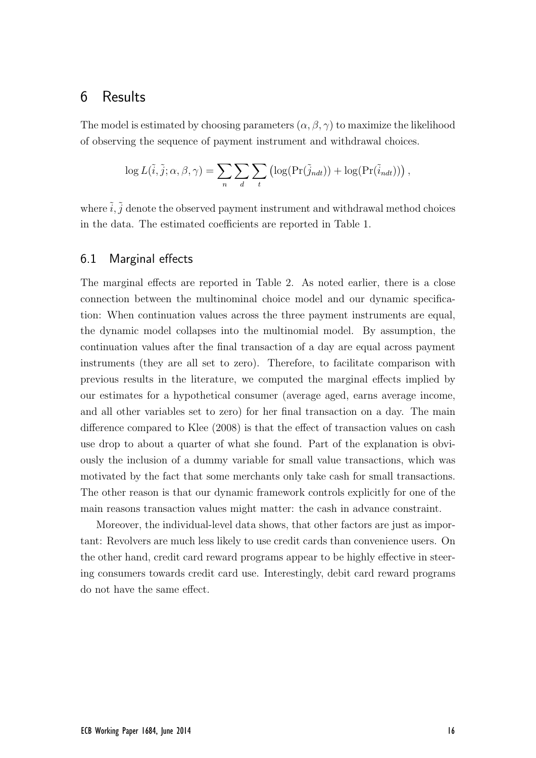# 6 Results

The model is estimated by choosing parameters $(\alpha, \beta, \gamma)$ to maximize the likelihood of observing the sequence of payment instrument and withdrawal choices.

$$\log L(\tilde{i}, \tilde{j}; \alpha, \beta, \gamma) = \sum_{n} \sum_{d} \sum_{t} \left( \log(\Pr(\tilde{j}_{ndt})) + \log(\Pr(\tilde{i}_{ndt})) \right),$$

where $\tilde{i}, \tilde{j}$ denote the observed payment instrument and withdrawal method choices in the data. The estimated coefficients are reported in Table 1.

## 6.1 Marginal effects

The marginal effects are reported in Table 2. As noted earlier, there is a close connection between the multinominal choice model and our dynamic specification: When continuation values across the three payment instruments are equal, the dynamic model collapses into the multinomial model. By assumption, the continuation values after the final transaction of a day are equal across payment instruments (they are all set to zero). Therefore, to facilitate comparison with previous results in the literature, we computed the marginal effects implied by our estimates for a hypothetical consumer (average aged, earns average income, and all other variables set to zero) for her final transaction on a day. The main difference compared to Klee (2008) is that the effect of transaction values on cash use drop to about a quarter of what she found. Part of the explanation is obviously the inclusion of a dummy variable for small value transactions, which was motivated by the fact that some merchants only take cash for small transactions. The other reason is that our dynamic framework controls explicitly for one of the main reasons transaction values might matter: the cash in advance constraint.

Moreover, the individual-level data shows, that other factors are just as important: Revolvers are much less likely to use credit cards than convenience users. On the other hand, credit card reward programs appear to be highly effective in steering consumers towards credit card use. Interestingly, debit card reward programs do not have the same effect.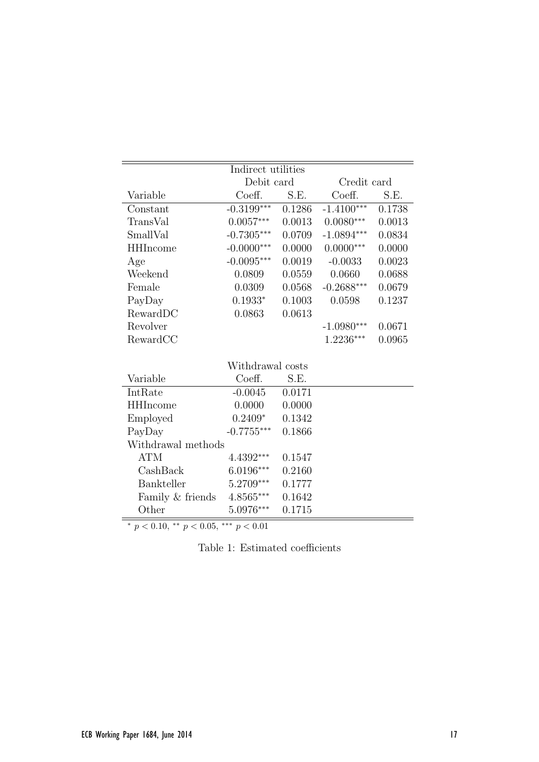| Indirect utilities | | | | |
|---|---|---|---|---|
| | Debit card | | Credit card | |
| Variable | Coeff. | S.E. | Coeff. | S.E. |
| Constant | -0.3199*** | 0.1286 | -1.4100*** | 0.1738 |
| TransVal | 0.0057*** | 0.0013 | 0.0080*** | 0.0013 |
| SmallVal | -0.7305*** | 0.0709 | -1.0894*** | 0.0834 |
| HHIncome | -0.0000*** | 0.0000 | 0.0000*** | 0.0000 |
| Age | -0.0095*** | 0.0019 | -0.0033 | 0.0023 |
| Weekend | 0.0809 | 0.0559 | 0.0660 | 0.0688 |
| Female | 0.0309 | 0.0568 | -0.2688*** | 0.0679 |
| PayDay | 0.1933* | 0.1003 | 0.0598 | 0.1237 |
| RewardDC | 0.0863 | 0.0613 | | |
| Revolver | | | -1.0980*** | 0.0671 |
| RewardCC | | | 1.2236*** | 0.0965 |

| Withdrawal costs | | |
|---|---|---|
| Variable | Coeff. | S.E. |
| IntRate | -0.0045 | 0.0171 |
| HHIncome | 0.0000 | 0.0000 |
| Employed | 0.2409* | 0.1342 |
| PayDay | -0.7755*** | 0.1866 |
| Withdrawal methods | | |
| ATM | 4.4392*** | 0.1547 |
| CashBack | 6.0196*** | 0.2160 |
| Bankteller | 5.2709*** | 0.1777 |
| Family & friends | 4.8565*** | 0.1642 |
| Other | 5.0976*** | 0.1715 |

* $p < 0.10$, ** $p < 0.05$, *** $p < 0.01$

Table 1: Estimated coefficients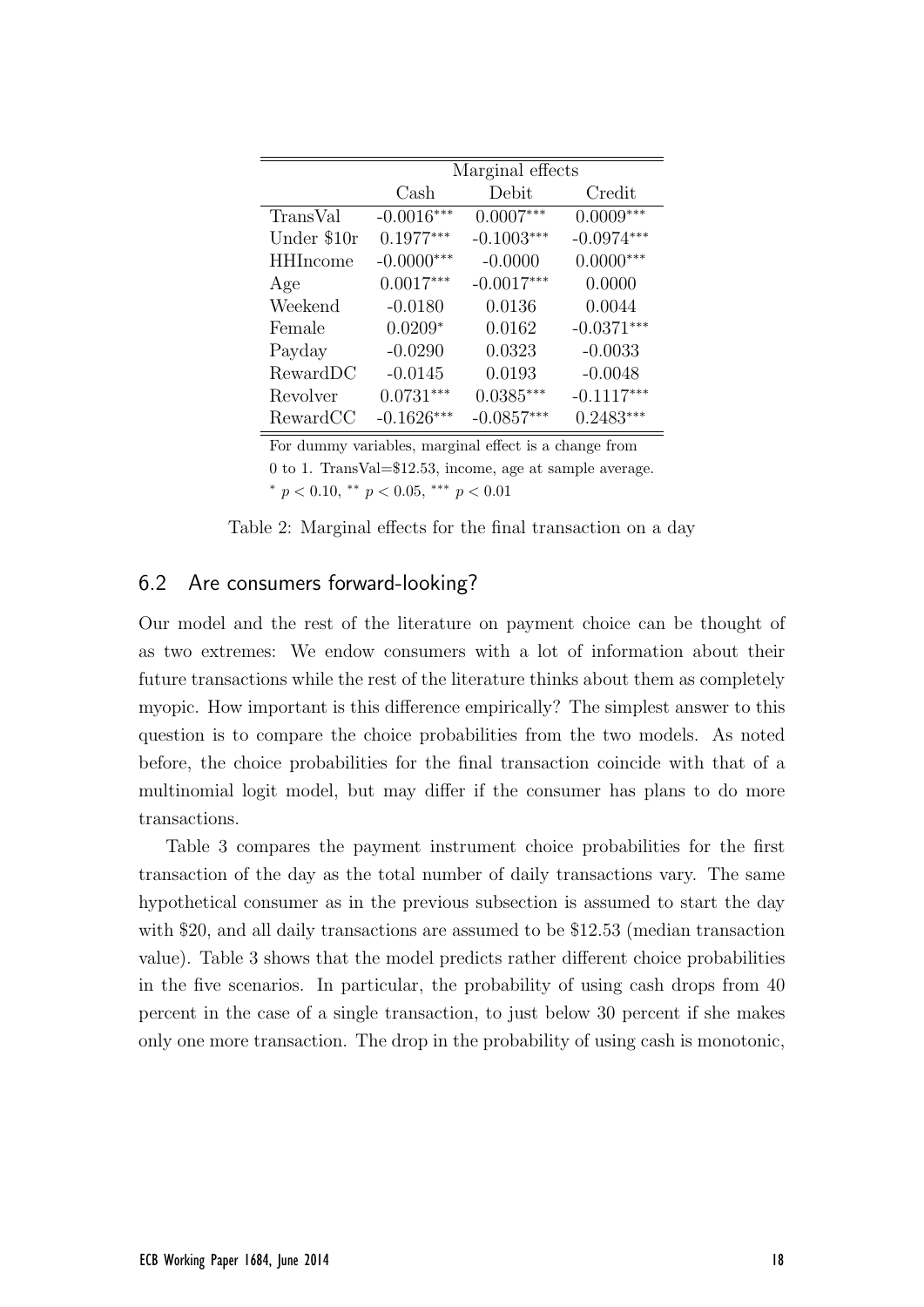| | Marginal effects | | |
|---|---|---|---|
| | Cash | Debit | Credit |
| TransVal | -0.0016*** | 0.0007*** | 0.0009*** |
| Under \$10r | 0.1977*** | -0.1003*** | -0.0974*** |
| HHIncome | -0.0000*** | -0.0000 | 0.0000*** |
| Age | 0.0017*** | -0.0017*** | 0.0000 |
| Weekend | -0.0180 | 0.0136 | 0.0044 |
| Female | 0.0209* | 0.0162 | -0.0371*** |
| Payday | -0.0290 | 0.0323 | -0.0033 |
| RewardDC | -0.0145 | 0.0193 | -0.0048 |
| Revolver | 0.0731*** | 0.0385*** | -0.1117*** |
| RewardCC | -0.1626*** | -0.0857*** | 0.2483*** |

For dummy variables, marginal effect is a change from 0 to 1. TransVal=\$12.53, income, age at sample average.
$^{*}$ $p < 0.10$, $^{**}$ $p < 0.05$, $^{***}$ $p < 0.01$

Table 2: Marginal effects for the final transaction on a day

## 6.2 Are consumers forward-looking?

Our model and the rest of the literature on payment choice can be thought of as two extremes: We endow consumers with a lot of information about their future transactions while the rest of the literature thinks about them as completely myopic. How important is this difference empirically? The simplest answer to this question is to compare the choice probabilities from the two models. As noted before, the choice probabilities for the final transaction coincide with that of a multinomial logit model, but may differ if the consumer has plans to do more transactions.

Table 3 compares the payment instrument choice probabilities for the first transaction of the day as the total number of daily transactions vary. The same hypothetical consumer as in the previous subsection is assumed to start the day with \$20, and all daily transactions are assumed to be \$12.53 (median transaction value). Table 3 shows that the model predicts rather different choice probabilities in the five scenarios. In particular, the probability of using cash drops from 40 percent in the case of a single transaction, to just below 30 percent if she makes only one more transaction. The drop in the probability of using cash is monotonic,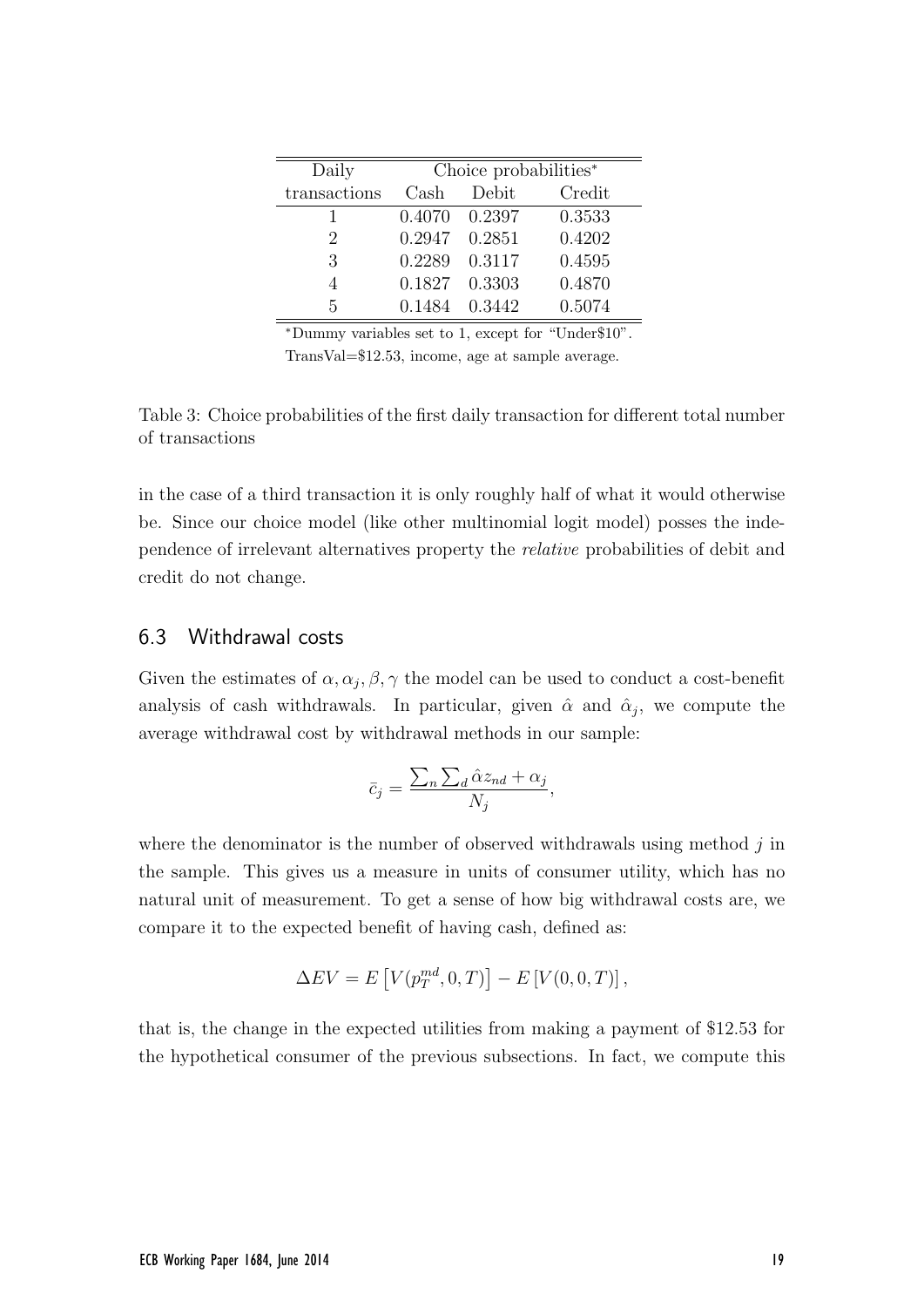| Daily | Choice probabilities* | | |
|---|---|---|---|
| transactions | Cash | Debit | Credit |
| 1 | 0.4070 | 0.2397 | 0.3533 |
| 2 | 0.2947 | 0.2851 | 0.4202 |
| 3 | 0.2289 | 0.3117 | 0.4595 |
| 4 | 0.1827 | 0.3303 | 0.4870 |
| 5 | 0.1484 | 0.3442 | 0.5074 |

*Dummy variables set to 1, except for "Under$10". TransVal=$12.53, income, age at sample average.

Table 3: Choice probabilities of the first daily transaction for different total number of transactions

in the case of a third transaction it is only roughly half of what it would otherwise be. Since our choice model (like other multinomial logit model) posses the independence of irrelevant alternatives property the *relative* probabilities of debit and credit do not change.

### 6.3 Withdrawal costs

Given the estimates of $\alpha, \alpha_j, \beta, \gamma$ the model can be used to conduct a cost-benefit analysis of cash withdrawals. In particular, given $\hat{\alpha}$ and $\hat{\alpha}_j$, we compute the average withdrawal cost by withdrawal methods in our sample:

$$\bar{c}_j = \frac{\sum_n \sum_d \hat{\alpha} z_{nd} + \alpha_j}{N_j},$$

where the denominator is the number of observed withdrawals using method $j$ in the sample. This gives us a measure in units of consumer utility, which has no natural unit of measurement. To get a sense of how big withdrawal costs are, we compare it to the expected benefit of having cash, defined as:

$$\Delta EV = E\left[V(p_T^{md}, 0, T)\right] - E\left[V(0, 0, T)\right],$$

that is, the change in the expected utilities from making a payment of $12.53 for the hypothetical consumer of the previous subsections. In fact, we compute this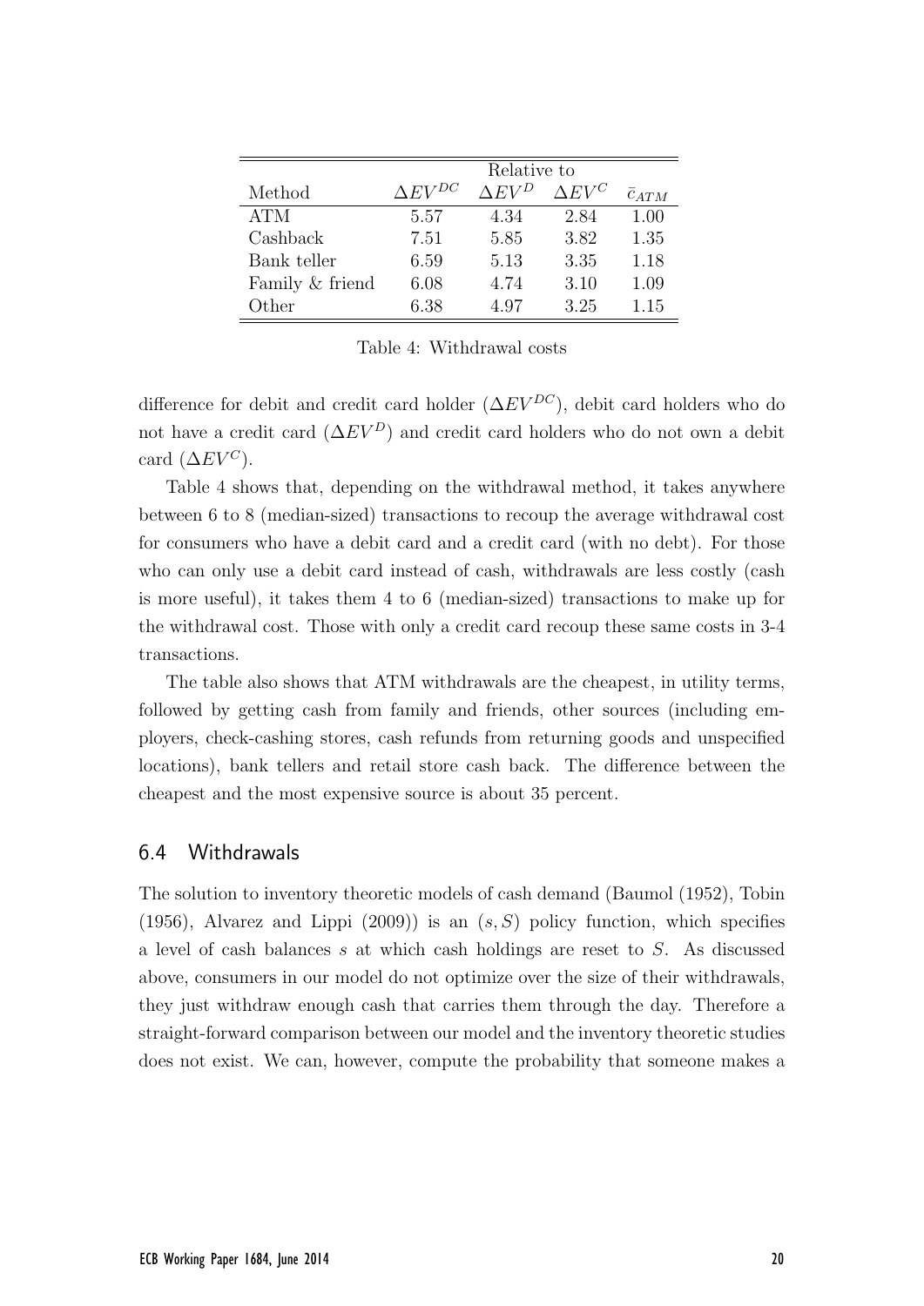| | Relative to | | | |
|---|---|---|---|---|
| Method | $\Delta EV^{DC}$ | $\Delta EV^{D}$ | $\Delta EV^{C}$ | $\bar{c}_{ATM}$ |
| ATM | 5.57 | 4.34 | 2.84 | 1.00 |
| Cashback | 7.51 | 5.85 | 3.82 | 1.35 |
| Bank teller | 6.59 | 5.13 | 3.35 | 1.18 |
| Family & friend | 6.08 | 4.74 | 3.10 | 1.09 |
| Other | 6.38 | 4.97 | 3.25 | 1.15 |

Table 4: Withdrawal costs

difference for debit and credit card holder ($\Delta EV^{DC}$), debit card holders who do not have a credit card ($\Delta EV^{D}$) and credit card holders who do not own a debit card ($\Delta EV^{C}$).

Table 4 shows that, depending on the withdrawal method, it takes anywhere between 6 to 8 (median-sized) transactions to recoup the average withdrawal cost for consumers who have a debit card and a credit card (with no debt). For those who can only use a debit card instead of cash, withdrawals are less costly (cash is more useful), it takes them 4 to 6 (median-sized) transactions to make up for the withdrawal cost. Those with only a credit card recoup these same costs in 3-4 transactions.

The table also shows that ATM withdrawals are the cheapest, in utility terms, followed by getting cash from family and friends, other sources (including employers, check-cashing stores, cash refunds from returning goods and unspecified locations), bank tellers and retail store cash back. The difference between the cheapest and the most expensive source is about 35 percent.

## 6.4 Withdrawals

The solution to inventory theoretic models of cash demand (Baumol (1952), Tobin (1956), Alvarez and Lippi (2009)) is an $(s, S)$ policy function, which specifies a level of cash balances $s$ at which cash holdings are reset to $S$. As discussed above, consumers in our model do not optimize over the size of their withdrawals, they just withdraw enough cash that carries them through the day. Therefore a straight-forward comparison between our model and the inventory theoretic studies does not exist. We can, however, compute the probability that someone makes a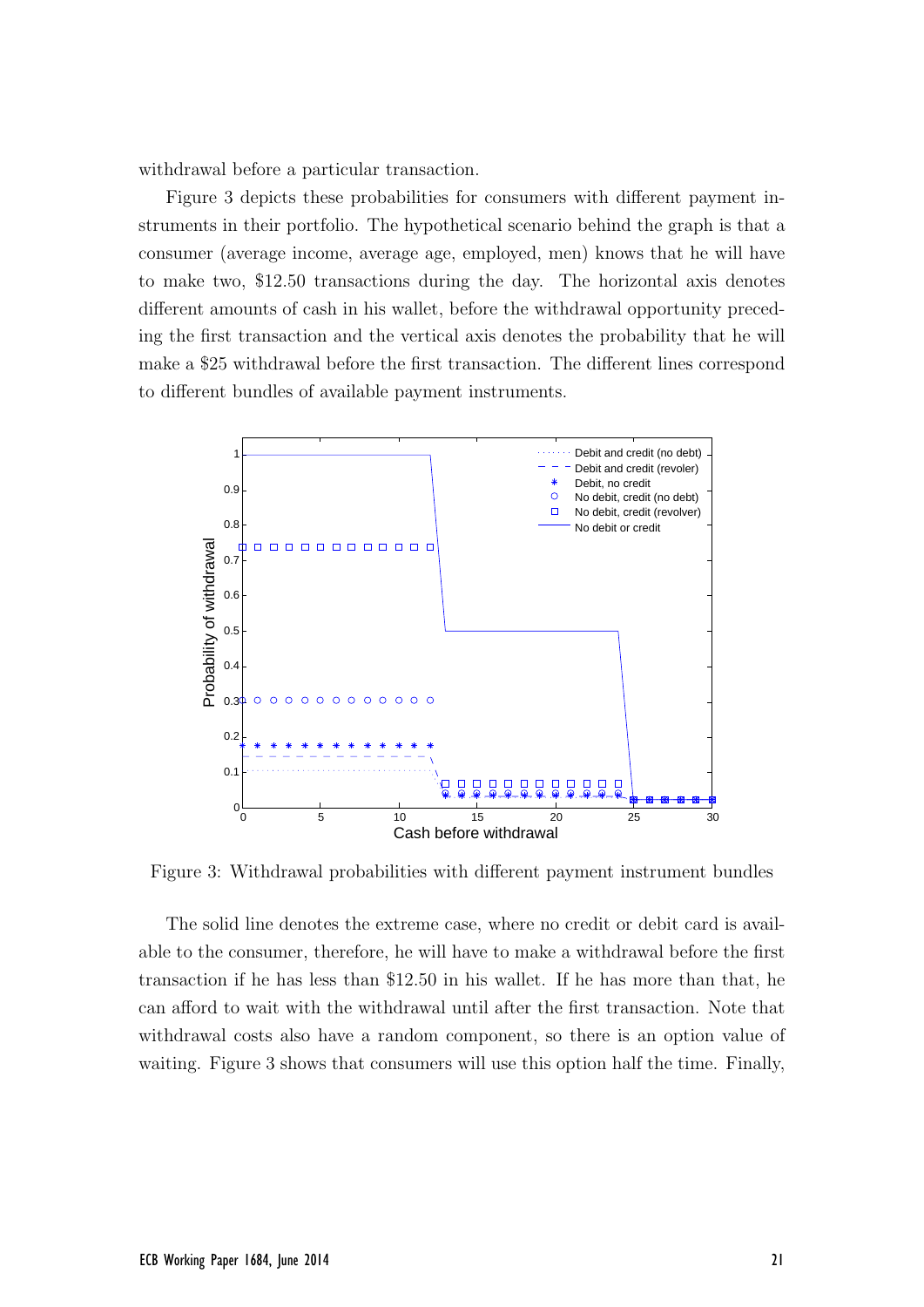withdrawal before a particular transaction.

Figure 3 depicts these probabilities for consumers with different payment instruments in their portfolio. The hypothetical scenario behind the graph is that a consumer (average income, average age, employed, men) knows that he will have to make two, \$12.50 transactions during the day. The horizontal axis denotes different amounts of cash in his wallet, before the withdrawal opportunity preceding the first transaction and the vertical axis denotes the probability that he will make a \$25 withdrawal before the first transaction. The different lines correspond to different bundles of available payment instruments.

Figure 3: Withdrawal probabilities with different payment instrument bundles

The solid line denotes the extreme case, where no credit or debit card is available to the consumer, therefore, he will have to make a withdrawal before the first transaction if he has less than \$12.50 in his wallet. If he has more than that, he can afford to wait with the withdrawal until after the first transaction. Note that withdrawal costs also have a random component, so there is an option value of waiting. Figure 3 shows that consumers will use this option half the time. Finally,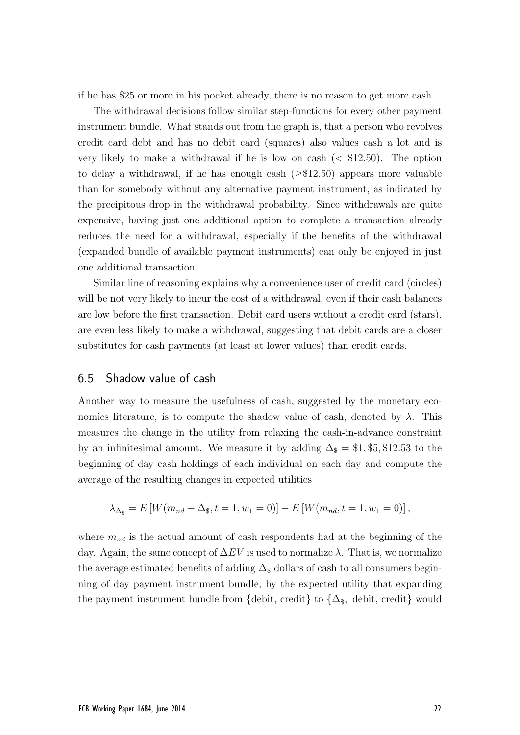if he has \$25 or more in his pocket already, there is no reason to get more cash.

The withdrawal decisions follow similar step-functions for every other payment instrument bundle. What stands out from the graph is, that a person who revolves credit card debt and has no debit card (squares) also values cash a lot and is very likely to make a withdrawal if he is low on cash ($<$ \$12.50). The option to delay a withdrawal, if he has enough cash ($\geq$\$12.50) appears more valuable than for somebody without any alternative payment instrument, as indicated by the precipitous drop in the withdrawal probability. Since withdrawals are quite expensive, having just one additional option to complete a transaction already reduces the need for a withdrawal, especially if the benefits of the withdrawal (expanded bundle of available payment instruments) can only be enjoyed in just one additional transaction.

Similar line of reasoning explains why a convenience user of credit card (circles) will be not very likely to incur the cost of a withdrawal, even if their cash balances are low before the first transaction. Debit card users without a credit card (stars), are even less likely to make a withdrawal, suggesting that debit cards are a closer substitutes for cash payments (at least at lower values) than credit cards.

## 6.5 Shadow value of cash

Another way to measure the usefulness of cash, suggested by the monetary economics literature, is to compute the shadow value of cash, denoted by $\lambda$. This measures the change in the utility from relaxing the cash-in-advance constraint by an infinitesimal amount. We measure it by adding $\Delta_{\$} = \$1, \$5, \$12.53$ to the beginning of day cash holdings of each individual on each day and compute the average of the resulting changes in expected utilities

$$\lambda_{\Delta_{\$}} = E\left[W(m_{nd} + \Delta_{\$}, t = 1, w_1 = 0)\right] - E\left[W(m_{nd}, t = 1, w_1 = 0)\right],$$

where $m_{nd}$ is the actual amount of cash respondents had at the beginning of the day. Again, the same concept of $\Delta EV$ is used to normalize $\lambda$. That is, we normalize the average estimated benefits of adding $\Delta_{\$}$ dollars of cash to all consumers beginning of day payment instrument bundle, by the expected utility that expanding the payment instrument bundle from {debit, credit} to {$\Delta_{\$}$, debit, credit} would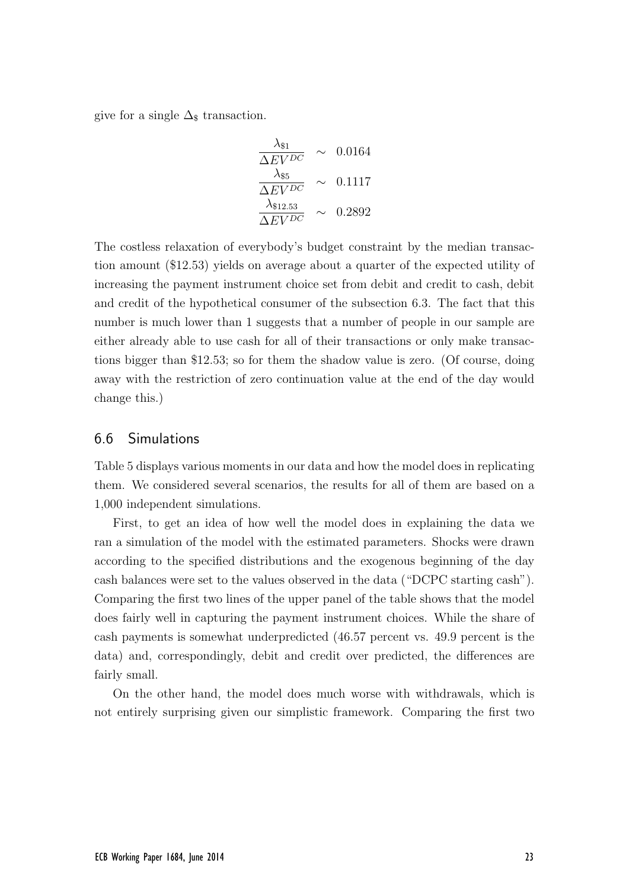give for a single $\Delta_{\$}$ transaction.

$$
\begin{aligned}
\frac{\lambda_{\$1}}{\Delta EV^{DC}} &\sim 0.0164 \\
\frac{\lambda_{\$5}}{\Delta EV^{DC}} &\sim 0.1117 \\
\frac{\lambda_{\$12.53}}{\Delta EV^{DC}} &\sim 0.2892
\end{aligned}
$$

The costless relaxation of everybody's budget constraint by the median transaction amount (\$12.53) yields on average about a quarter of the expected utility of increasing the payment instrument choice set from debit and credit to cash, debit and credit of the hypothetical consumer of the subsection 6.3. The fact that this number is much lower than 1 suggests that a number of people in our sample are either already able to use cash for all of their transactions or only make transactions bigger than \$12.53; so for them the shadow value is zero. (Of course, doing away with the restriction of zero continuation value at the end of the day would change this.)

## 6.6 Simulations

Table 5 displays various moments in our data and how the model does in replicating them. We considered several scenarios, the results for all of them are based on a 1,000 independent simulations.

First, to get an idea of how well the model does in explaining the data we ran a simulation of the model with the estimated parameters. Shocks were drawn according to the specified distributions and the exogenous beginning of the day cash balances were set to the values observed in the data ("DCPC starting cash"). Comparing the first two lines of the upper panel of the table shows that the model does fairly well in capturing the payment instrument choices. While the share of cash payments is somewhat underpredicted (46.57 percent vs. 49.9 percent is the data) and, correspondingly, debit and credit over predicted, the differences are fairly small.

On the other hand, the model does much worse with withdrawals, which is not entirely surprising given our simplistic framework. Comparing the first two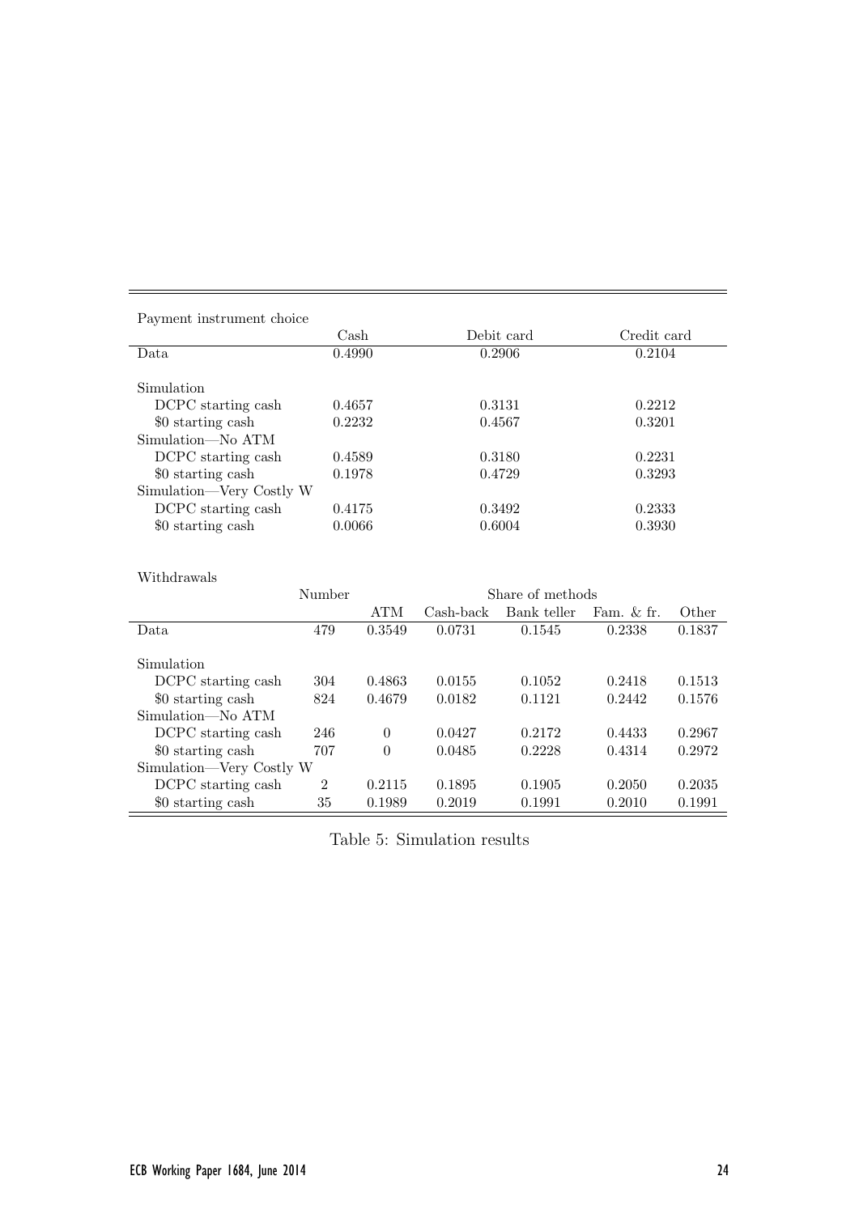Payment instrument choice

| | Cash | Debit card | Credit card |
|---|---|---|---|
| Data | 0.4990 | 0.2906 | 0.2104 |
| Simulation | | | |
| DCPC starting cash | 0.4657 | 0.3131 | 0.2212 |
| $0 starting cash | 0.2232 | 0.4567 | 0.3201 |
| Simulation—No ATM | | | |
| DCPC starting cash | 0.4589 | 0.3180 | 0.2231 |
| $0 starting cash | 0.1978 | 0.4729 | 0.3293 |
| Simulation—Very Costly W | | | |
| DCPC starting cash | 0.4175 | 0.3492 | 0.2333 |
| $0 starting cash | 0.0066 | 0.6004 | 0.3930 |

Withdrawals

| | Number | Share of methods | | | | |
|---|---|---|---|---|---|---|
| | | ATM | Cash-back | Bank teller | Fam. & fr. | Other |
| Data | 479 | 0.3549 | 0.0731 | 0.1545 | 0.2338 | 0.1837 |
| Simulation | | | | | | |
| DCPC starting cash | 304 | 0.4863 | 0.0155 | 0.1052 | 0.2418 | 0.1513 |
| $0 starting cash | 824 | 0.4679 | 0.0182 | 0.1121 | 0.2442 | 0.1576 |
| Simulation—No ATM | | | | | | |
| DCPC starting cash | 246 | 0 | 0.0427 | 0.2172 | 0.4433 | 0.2967 |
| $0 starting cash | 707 | 0 | 0.0485 | 0.2228 | 0.4314 | 0.2972 |
| Simulation—Very Costly W | | | | | | |
| DCPC starting cash | 2 | 0.2115 | 0.1895 | 0.1905 | 0.2050 | 0.2035 |
| $0 starting cash | 35 | 0.1989 | 0.2019 | 0.1991 | 0.2010 | 0.1991 |

Table 5: Simulation results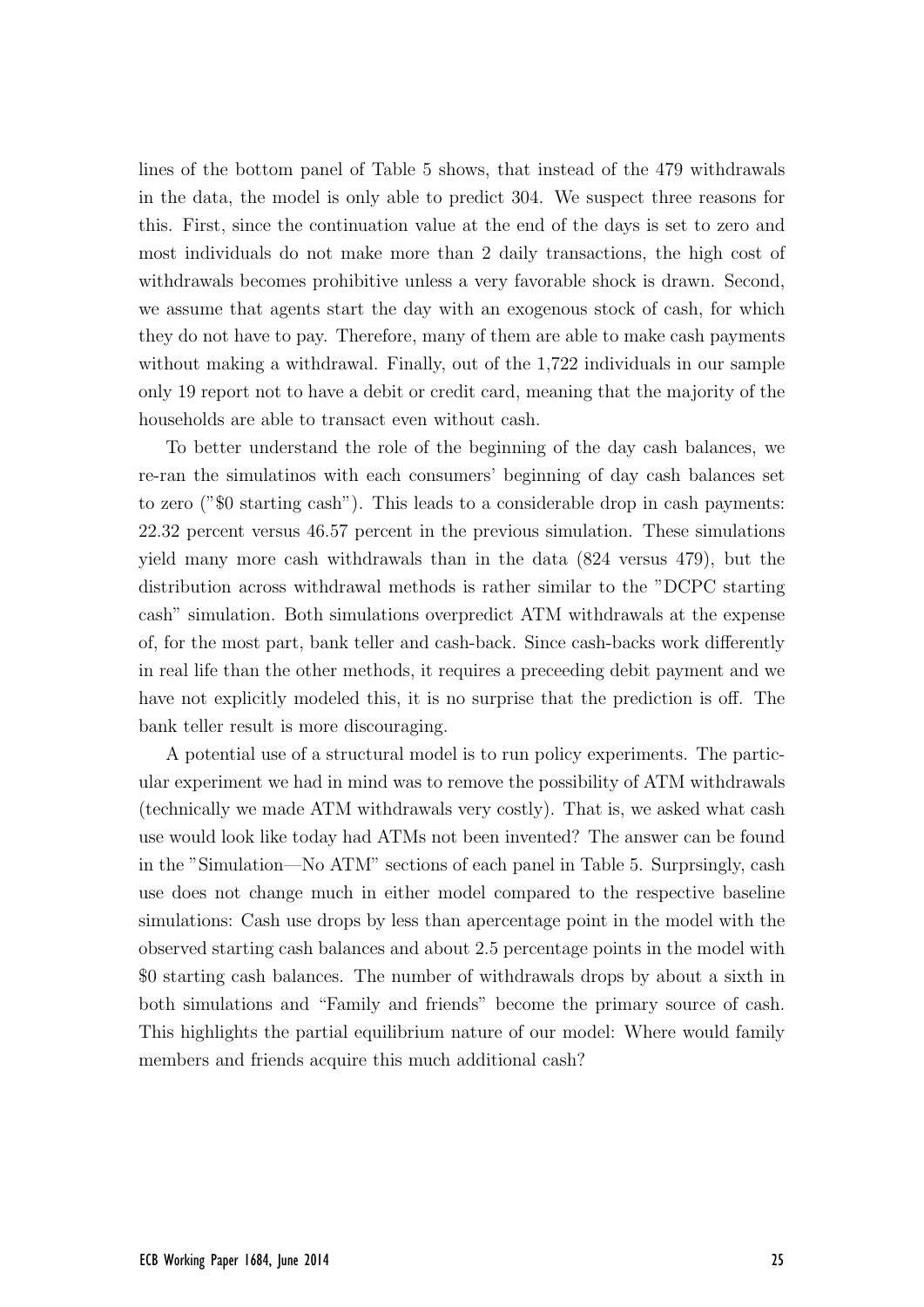lines of the bottom panel of Table 5 shows, that instead of the 479 withdrawals in the data, the model is only able to predict 304. We suspect three reasons for this. First, since the continuation value at the end of the days is set to zero and most individuals do not make more than 2 daily transactions, the high cost of withdrawals becomes prohibitive unless a very favorable shock is drawn. Second, we assume that agents start the day with an exogenous stock of cash, for which they do not have to pay. Therefore, many of them are able to make cash payments without making a withdrawal. Finally, out of the 1,722 individuals in our sample only 19 report not to have a debit or credit card, meaning that the majority of the households are able to transact even without cash.

To better understand the role of the beginning of the day cash balances, we re-ran the simulatinos with each consumers' beginning of day cash balances set to zero ("$0 starting cash"). This leads to a considerable drop in cash payments: 22.32 percent versus 46.57 percent in the previous simulation. These simulations yield many more cash withdrawals than in the data (824 versus 479), but the distribution across withdrawal methods is rather similar to the "DCPC starting cash" simulation. Both simulations overpredict ATM withdrawals at the expense of, for the most part, bank teller and cash-back. Since cash-backs work differently in real life than the other methods, it requires a preceeding debit payment and we have not explicitly modeled this, it is no surprise that the prediction is off. The bank teller result is more discouraging.

A potential use of a structural model is to run policy experiments. The particular experiment we had in mind was to remove the possibility of ATM withdrawals (technically we made ATM withdrawals very costly). That is, we asked what cash use would look like today had ATMs not been invented? The answer can be found in the "Simulation—No ATM" sections of each panel in Table 5. Surprsingly, cash use does not change much in either model compared to the respective baseline simulations: Cash use drops by less than apercentage point in the model with the observed starting cash balances and about 2.5 percentage points in the model with $0 starting cash balances. The number of withdrawals drops by about a sixth in both simulations and "Family and friends" become the primary source of cash. This highlights the partial equilibrium nature of our model: Where would family members and friends acquire this much additional cash?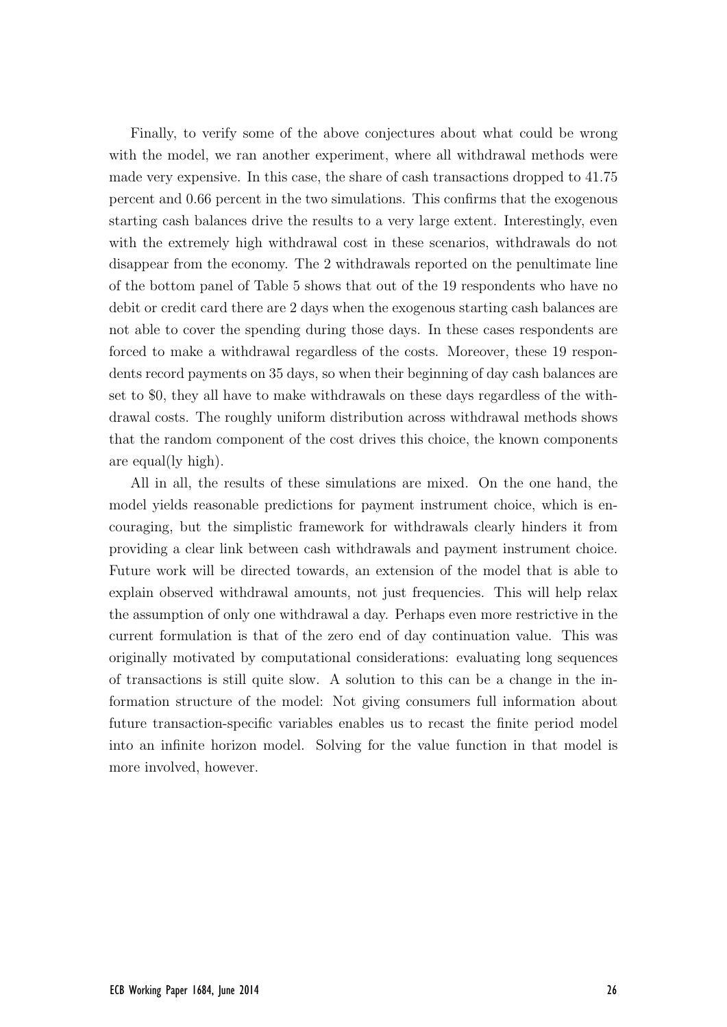Finally, to verify some of the above conjectures about what could be wrong with the model, we ran another experiment, where all withdrawal methods were made very expensive. In this case, the share of cash transactions dropped to 41.75 percent and 0.66 percent in the two simulations. This confirms that the exogenous starting cash balances drive the results to a very large extent. Interestingly, even with the extremely high withdrawal cost in these scenarios, withdrawals do not disappear from the economy. The 2 withdrawals reported on the penultimate line of the bottom panel of Table 5 shows that out of the 19 respondents who have no debit or credit card there are 2 days when the exogenous starting cash balances are not able to cover the spending during those days. In these cases respondents are forced to make a withdrawal regardless of the costs. Moreover, these 19 respondents record payments on 35 days, so when their beginning of day cash balances are set to \$0, they all have to make withdrawals on these days regardless of the withdrawal costs. The roughly uniform distribution across withdrawal methods shows that the random component of the cost drives this choice, the known components are equal(ly high).

All in all, the results of these simulations are mixed. On the one hand, the model yields reasonable predictions for payment instrument choice, which is encouraging, but the simplistic framework for withdrawals clearly hinders it from providing a clear link between cash withdrawals and payment instrument choice. Future work will be directed towards, an extension of the model that is able to explain observed withdrawal amounts, not just frequencies. This will help relax the assumption of only one withdrawal a day. Perhaps even more restrictive in the current formulation is that of the zero end of day continuation value. This was originally motivated by computational considerations: evaluating long sequences of transactions is still quite slow. A solution to this can be a change in the information structure of the model: Not giving consumers full information about future transaction-specific variables enables us to recast the finite period model into an infinite horizon model. Solving for the value function in that model is more involved, however.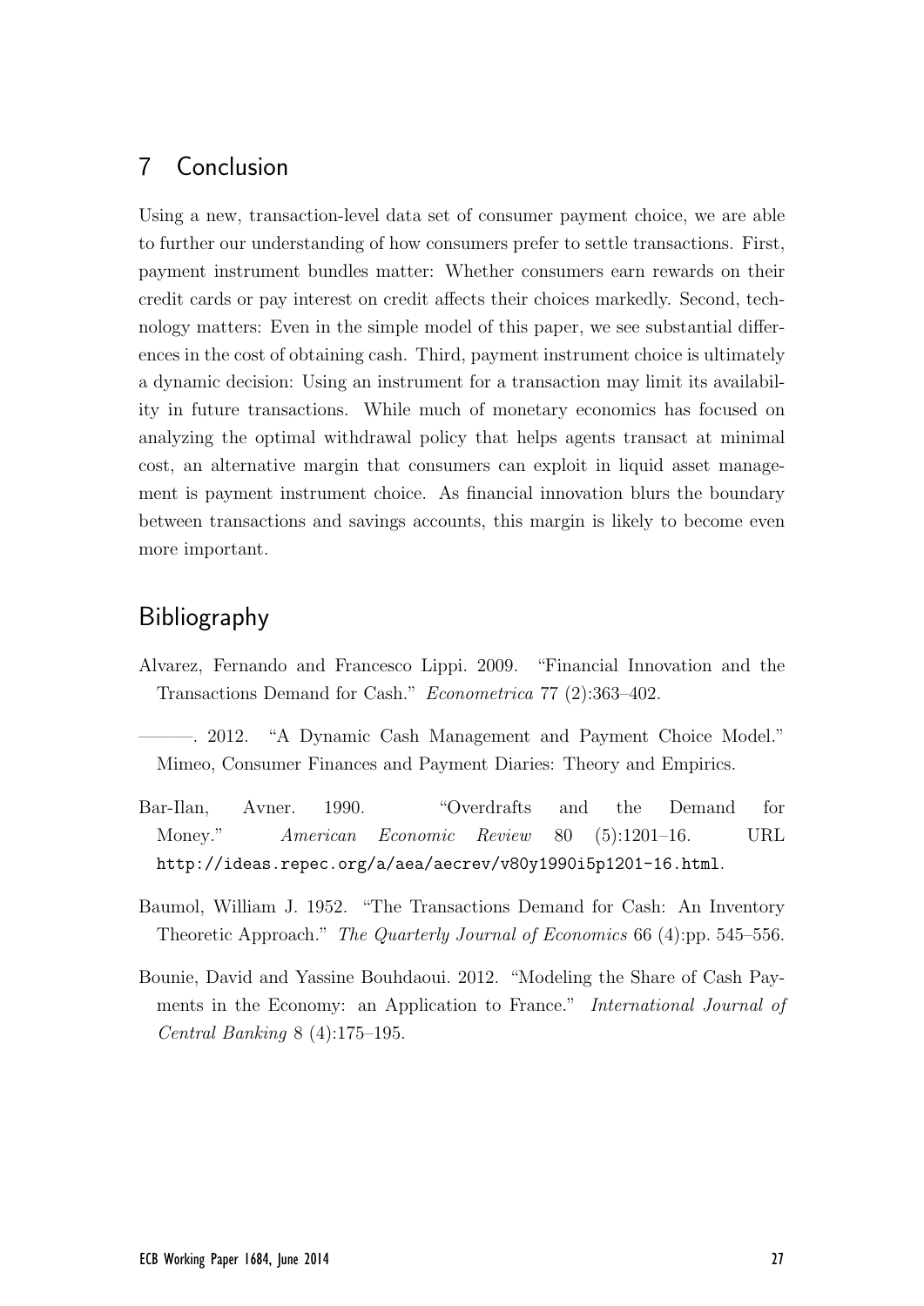## 7 Conclusion

Using a new, transaction-level data set of consumer payment choice, we are able to further our understanding of how consumers prefer to settle transactions. First, payment instrument bundles matter: Whether consumers earn rewards on their credit cards or pay interest on credit affects their choices markedly. Second, technology matters: Even in the simple model of this paper, we see substantial differences in the cost of obtaining cash. Third, payment instrument choice is ultimately a dynamic decision: Using an instrument for a transaction may limit its availability in future transactions. While much of monetary economics has focused on analyzing the optimal withdrawal policy that helps agents transact at minimal cost, an alternative margin that consumers can exploit in liquid asset management is payment instrument choice. As financial innovation blurs the boundary between transactions and savings accounts, this margin is likely to become even more important.

## Bibliography

Alvarez, Fernando and Francesco Lippi. 2009. "Financial Innovation and the Transactions Demand for Cash." *Econometrica* 77 (2):363–402.

———. 2012. "A Dynamic Cash Management and Payment Choice Model." Mimeo, Consumer Finances and Payment Diaries: Theory and Empirics.

Bar-Ilan, Avner. 1990. "Overdrafts and the Demand for Money." *American Economic Review* 80 (5):1201–16. URL http://ideas.repec.org/a/aea/aecrev/v80y1990i5p1201-16.html.

Baumol, William J. 1952. "The Transactions Demand for Cash: An Inventory Theoretic Approach." *The Quarterly Journal of Economics* 66 (4):pp. 545–556.

Bounie, David and Yassine Bouhdaoui. 2012. "Modeling the Share of Cash Payments in the Economy: an Application to France." *International Journal of Central Banking* 8 (4):175–195.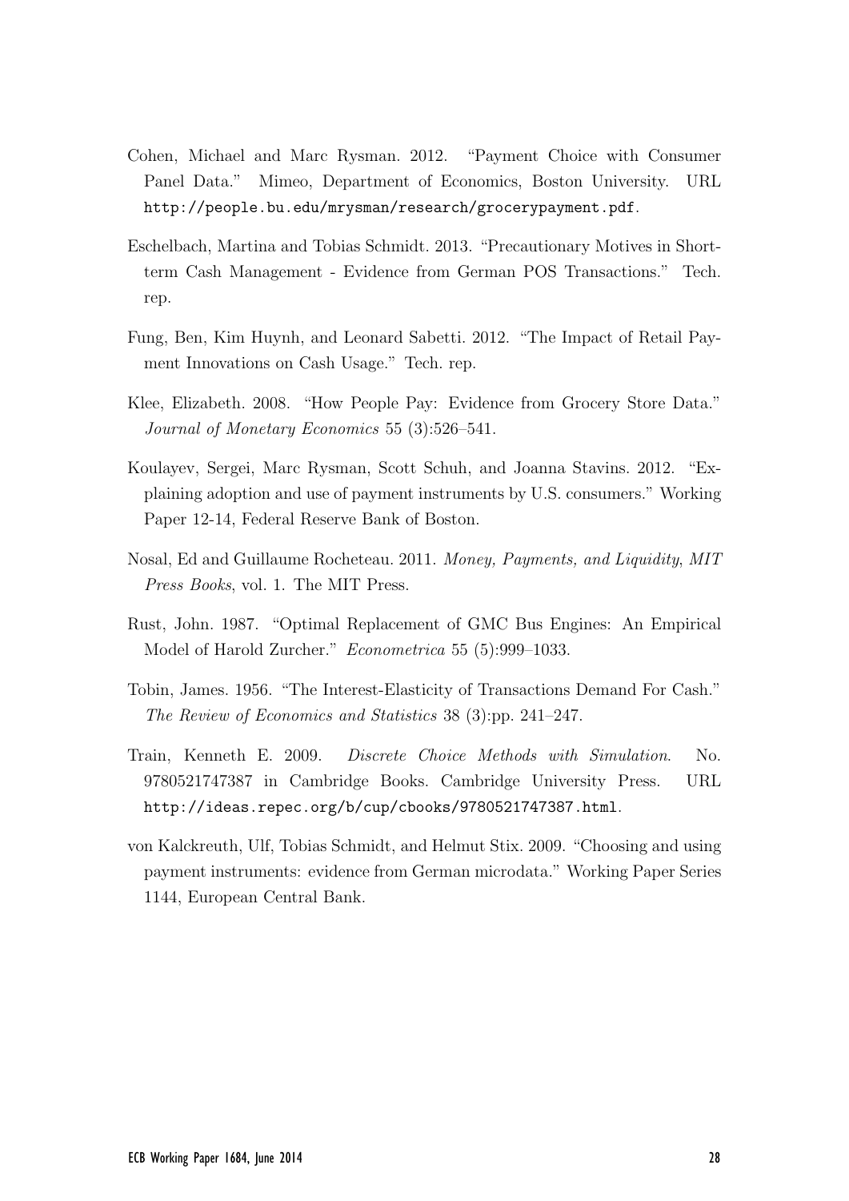Cohen, Michael and Marc Rysman. 2012. "Payment Choice with Consumer Panel Data." Mimeo, Department of Economics, Boston University. URL http://people.bu.edu/mrysman/research/grocerypayment.pdf.

Eschelbach, Martina and Tobias Schmidt. 2013. "Precautionary Motives in Short-term Cash Management - Evidence from German POS Transactions." Tech. rep.

Fung, Ben, Kim Huynh, and Leonard Sabetti. 2012. "The Impact of Retail Payment Innovations on Cash Usage." Tech. rep.

Klee, Elizabeth. 2008. "How People Pay: Evidence from Grocery Store Data." *Journal of Monetary Economics* 55 (3):526–541.

Koulayev, Sergei, Marc Rysman, Scott Schuh, and Joanna Stavins. 2012. "Explaining adoption and use of payment instruments by U.S. consumers." Working Paper 12-14, Federal Reserve Bank of Boston.

Nosal, Ed and Guillaume Rocheteau. 2011. *Money, Payments, and Liquidity*, *MIT Press Books*, vol. 1. The MIT Press.

Rust, John. 1987. "Optimal Replacement of GMC Bus Engines: An Empirical Model of Harold Zurcher." *Econometrica* 55 (5):999–1033.

Tobin, James. 1956. "The Interest-Elasticity of Transactions Demand For Cash." *The Review of Economics and Statistics* 38 (3):pp. 241–247.

Train, Kenneth E. 2009. *Discrete Choice Methods with Simulation*. No. 9780521747387 in Cambridge Books. Cambridge University Press. URL http://ideas.repec.org/b/cup/cbooks/9780521747387.html.

von Kalckreuth, Ulf, Tobias Schmidt, and Helmut Stix. 2009. "Choosing and using payment instruments: evidence from German microdata." Working Paper Series 1144, European Central Bank.